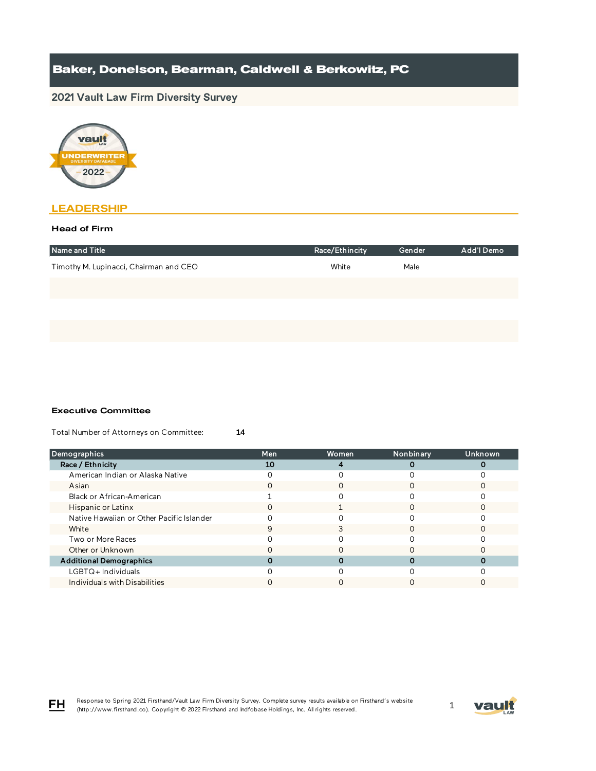# Baker, Donelson, Bearman, Caldwell & Berkowitz, PC

## 2021 Vault Law Firm Diversity Survey

## LEADERSHIP

### Head of Firm

| Name and Title | Race/Ethincity | Gender | Add'l Demo |
|---|---|---|---|
| Timothy M. Lupinacci, Chairman and CEO | White | Male | |

### Executive Committee

Total Number of Attorneys on Committee: **14**

| Demographics | Men | Women | Nonbinary | Unknown |
|---|---|---|---|---|
| **Race / Ethnicity** | **10** | **4** | **0** | **0** |
| American Indian or Alaska Native | 0 | 0 | 0 | 0 |
| Asian | 0 | 0 | 0 | 0 |
| Black or African-American | 1 | 0 | 0 | 0 |
| Hispanic or Latinx | 0 | 1 | 0 | 0 |
| Native Hawaiian or Other Pacific Islander | 0 | 0 | 0 | 0 |
| White | 9 | 3 | 0 | 0 |
| Two or More Races | 0 | 0 | 0 | 0 |
| Other or Unknown | 0 | 0 | 0 | 0 |
| **Additional Demographics** | **0** | **0** | **0** | **0** |
| LGBTQ+ Individuals | 0 | 0 | 0 | 0 |
| Individuals with Disabilities | 0 | 0 | 0 | 0 |

Response to Spring 2021 Firsthand/Vault Law Firm Diversity Survey. Complete survey results available on Firsthand's website (http://www.firsthand.co). Copyright © 2022 Firsthand and Infobase Holdings, Inc. All rights reserved.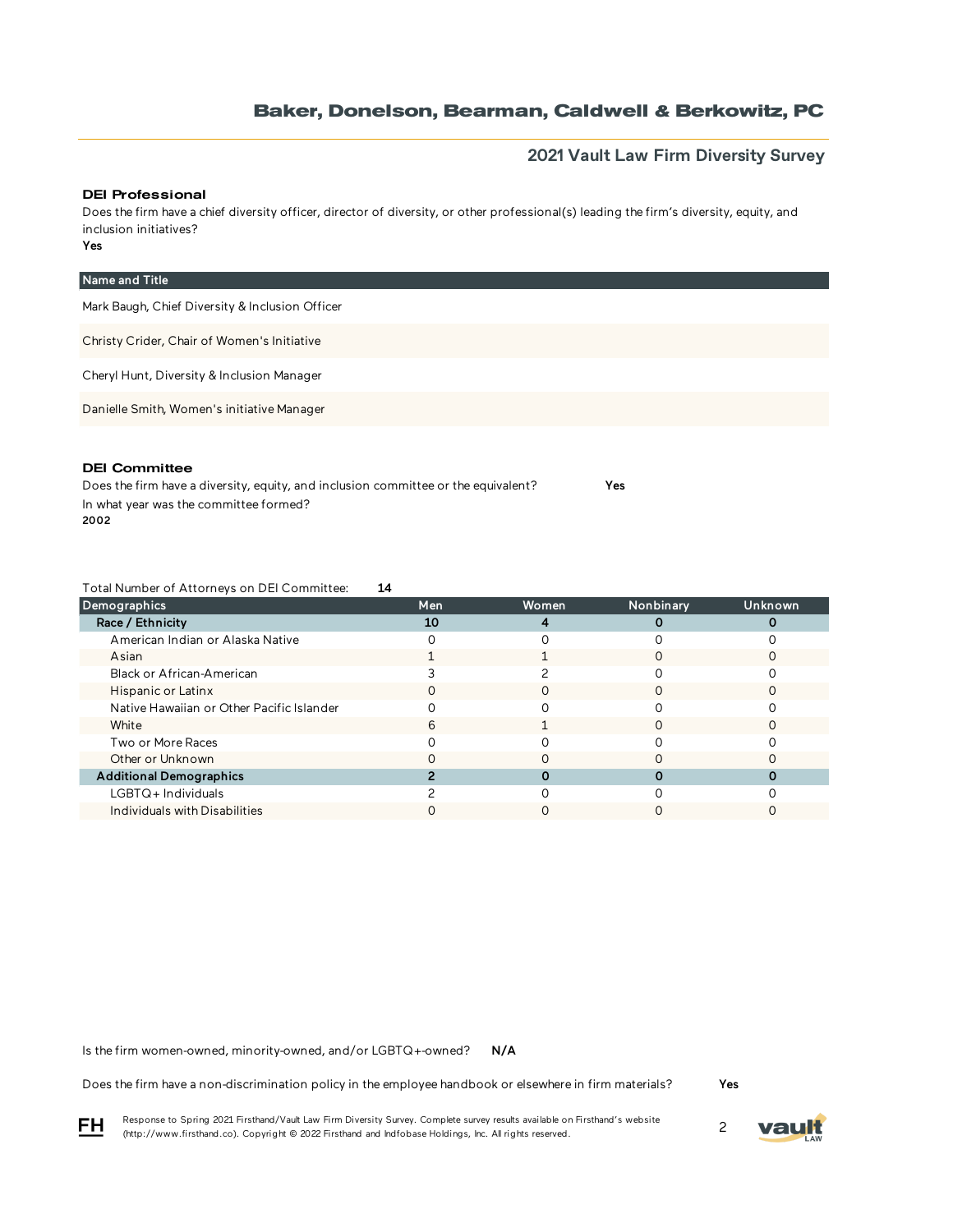### DEI Professional

Does the firm have a chief diversity officer, director of diversity, or other professional(s) leading the firm's diversity, equity, and inclusion initiatives?

**Yes**

| Name and Title |
|---|
| Mark Baugh, Chief Diversity & Inclusion Officer |
| Christy Crider, Chair of Women's Initiative |
| Cheryl Hunt, Diversity & Inclusion Manager |
| Danielle Smith, Women's initiative Manager |

### DEI Committee

Does the firm have a diversity, equity, and inclusion committee or the equivalent? **Yes**

In what year was the committee formed?

**2002**

Total Number of Attorneys on DEI Committee: **14**

| Demographics | Men | Women | Nonbinary | Unknown |
|---|---|---|---|---|
| **Race / Ethnicity** | **10** | **4** | **0** | **0** |
| American Indian or Alaska Native | 0 | 0 | 0 | 0 |
| Asian | 1 | 1 | 0 | 0 |
| Black or African-American | 3 | 2 | 0 | 0 |
| Hispanic or Latinx | 0 | 0 | 0 | 0 |
| Native Hawaiian or Other Pacific Islander | 0 | 0 | 0 | 0 |
| White | 6 | 1 | 0 | 0 |
| Two or More Races | 0 | 0 | 0 | 0 |
| Other or Unknown | 0 | 0 | 0 | 0 |
| **Additional Demographics** | **2** | **0** | **0** | **0** |
| LGBTQ+ Individuals | 2 | 0 | 0 | 0 |
| Individuals with Disabilities | 0 | 0 | 0 | 0 |

Is the firm women-owned, minority-owned, and/or LGBTQ+-owned? **N/A**

Does the firm have a non-discrimination policy in the employee handbook or elsewhere in firm materials? **Yes**

Response to Spring 2021 Firsthand/Vault Law Firm Diversity Survey. Complete survey results available on Firsthand's website (http://www.firsthand.co). Copyright © 2022 Firsthand and Indfobase Holdings, Inc. All rights reserved.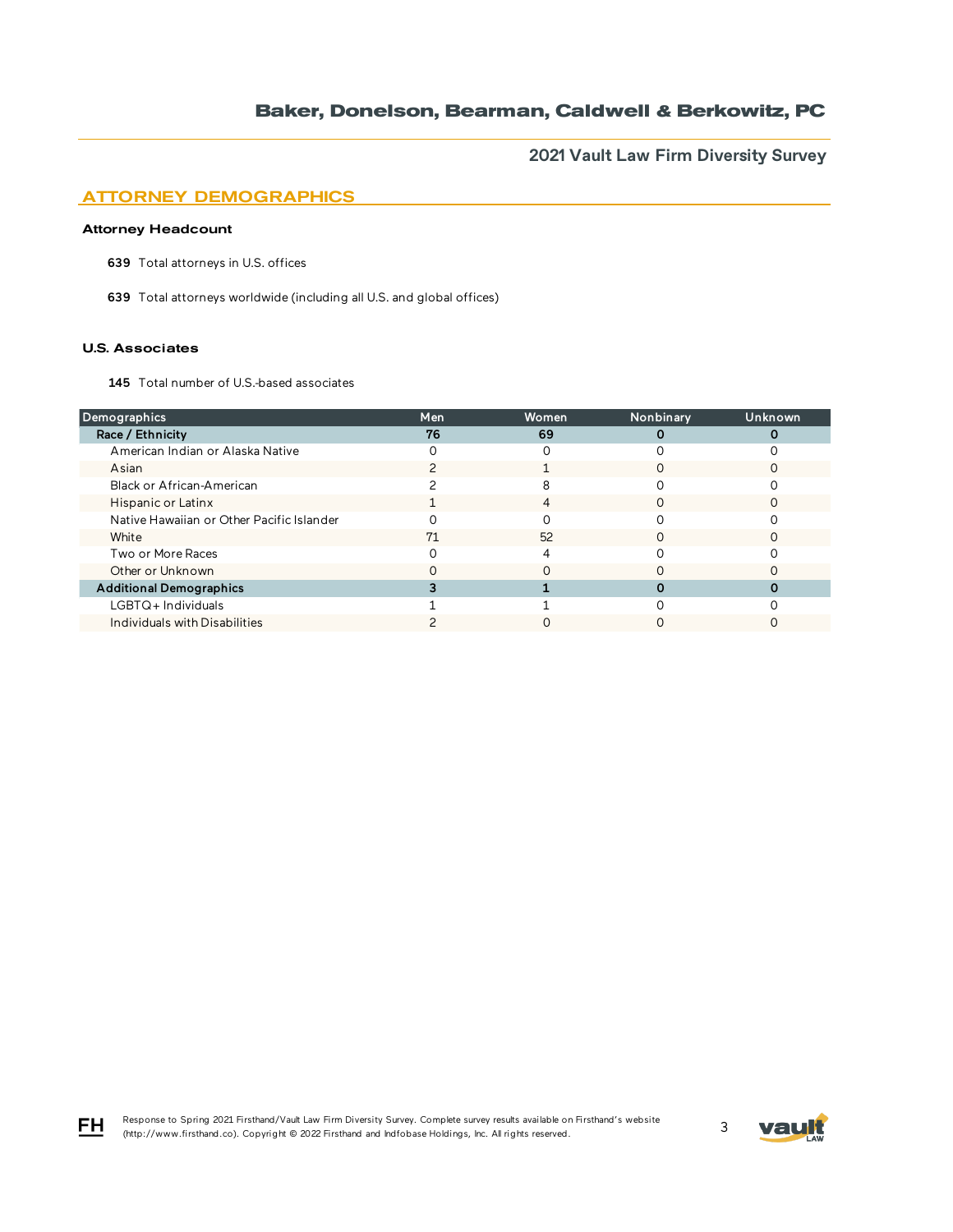## ATTORNEY DEMOGRAPHICS

### Attorney Headcount

**639** Total attorneys in U.S. offices

**639** Total attorneys worldwide (including all U.S. and global offices)

### U.S. Associates

**145** Total number of U.S.-based associates

| Demographics | Men | Women | Nonbinary | Unknown |
|---|---|---|---|---|
| **Race / Ethnicity** | **76** | **69** | **0** | **0** |
| American Indian or Alaska Native | 0 | 0 | 0 | 0 |
| Asian | 2 | 1 | 0 | 0 |
| Black or African-American | 2 | 8 | 0 | 0 |
| Hispanic or Latinx | 1 | 4 | 0 | 0 |
| Native Hawaiian or Other Pacific Islander | 0 | 0 | 0 | 0 |
| White | 71 | 52 | 0 | 0 |
| Two or More Races | 0 | 4 | 0 | 0 |
| Other or Unknown | 0 | 0 | 0 | 0 |
| **Additional Demographics** | **3** | **1** | **0** | **0** |
| LGBTQ+ Individuals | 1 | 1 | 0 | 0 |
| Individuals with Disabilities | 2 | 0 | 0 | 0 |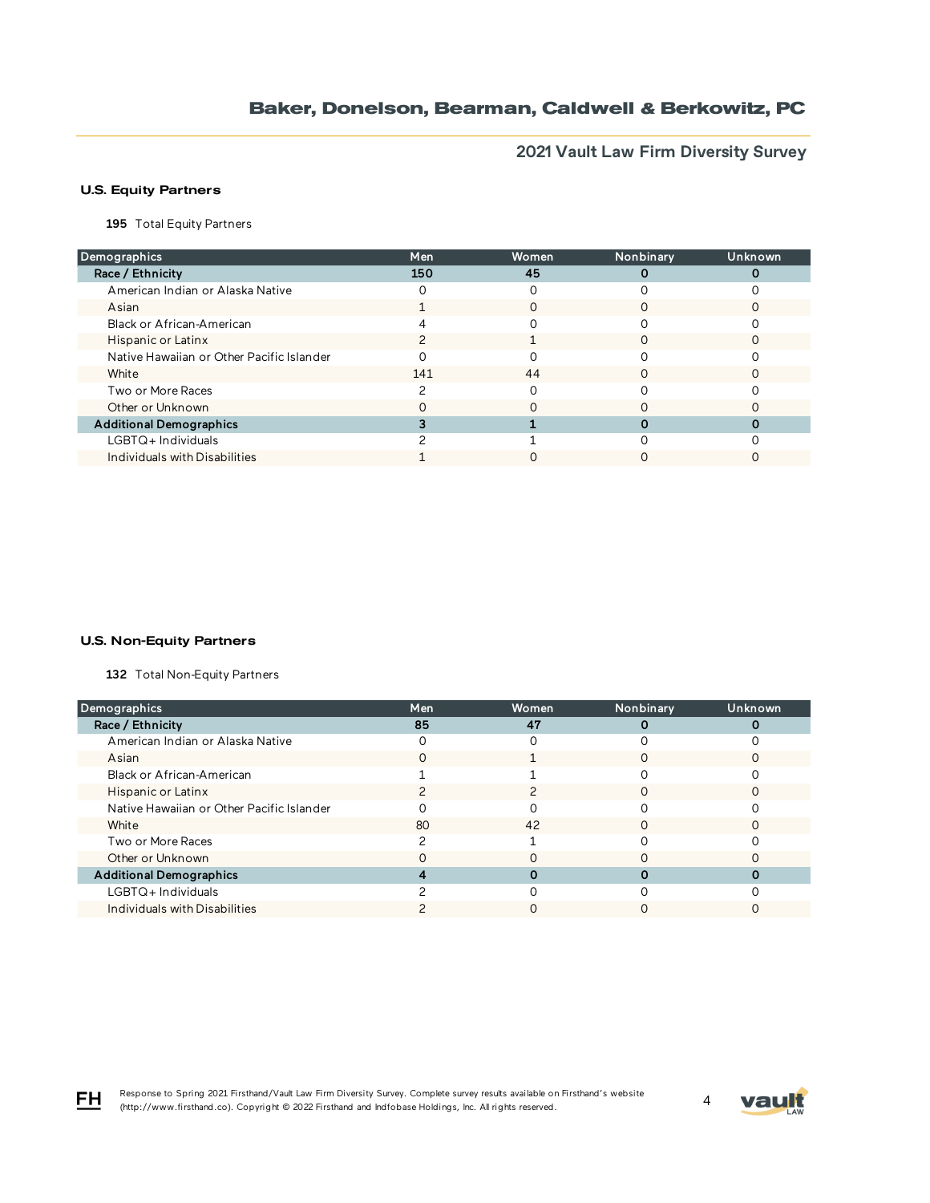## U.S. Equity Partners

**195** Total Equity Partners

| Demographics | Men | Women | Nonbinary | Unknown |
|---|---|---|---|---|
| **Race / Ethnicity** | **150** | **45** | **0** | **0** |
| American Indian or Alaska Native | 0 | 0 | 0 | 0 |
| Asian | 1 | 0 | 0 | 0 |
| Black or African-American | 4 | 0 | 0 | 0 |
| Hispanic or Latinx | 2 | 1 | 0 | 0 |
| Native Hawaiian or Other Pacific Islander | 0 | 0 | 0 | 0 |
| White | 141 | 44 | 0 | 0 |
| Two or More Races | 2 | 0 | 0 | 0 |
| Other or Unknown | 0 | 0 | 0 | 0 |
| **Additional Demographics** | **3** | **1** | **0** | **0** |
| LGBTQ+ Individuals | 2 | 1 | 0 | 0 |
| Individuals with Disabilities | 1 | 0 | 0 | 0 |

## U.S. Non-Equity Partners

**132** Total Non-Equity Partners

| Demographics | Men | Women | Nonbinary | Unknown |
|---|---|---|---|---|
| **Race / Ethnicity** | **85** | **47** | **0** | **0** |
| American Indian or Alaska Native | 0 | 0 | 0 | 0 |
| Asian | 0 | 1 | 0 | 0 |
| Black or African-American | 1 | 1 | 0 | 0 |
| Hispanic or Latinx | 2 | 2 | 0 | 0 |
| Native Hawaiian or Other Pacific Islander | 0 | 0 | 0 | 0 |
| White | 80 | 42 | 0 | 0 |
| Two or More Races | 2 | 1 | 0 | 0 |
| Other or Unknown | 0 | 0 | 0 | 0 |
| **Additional Demographics** | **4** | **0** | **0** | **0** |
| LGBTQ+ Individuals | 2 | 0 | 0 | 0 |
| Individuals with Disabilities | 2 | 0 | 0 | 0 |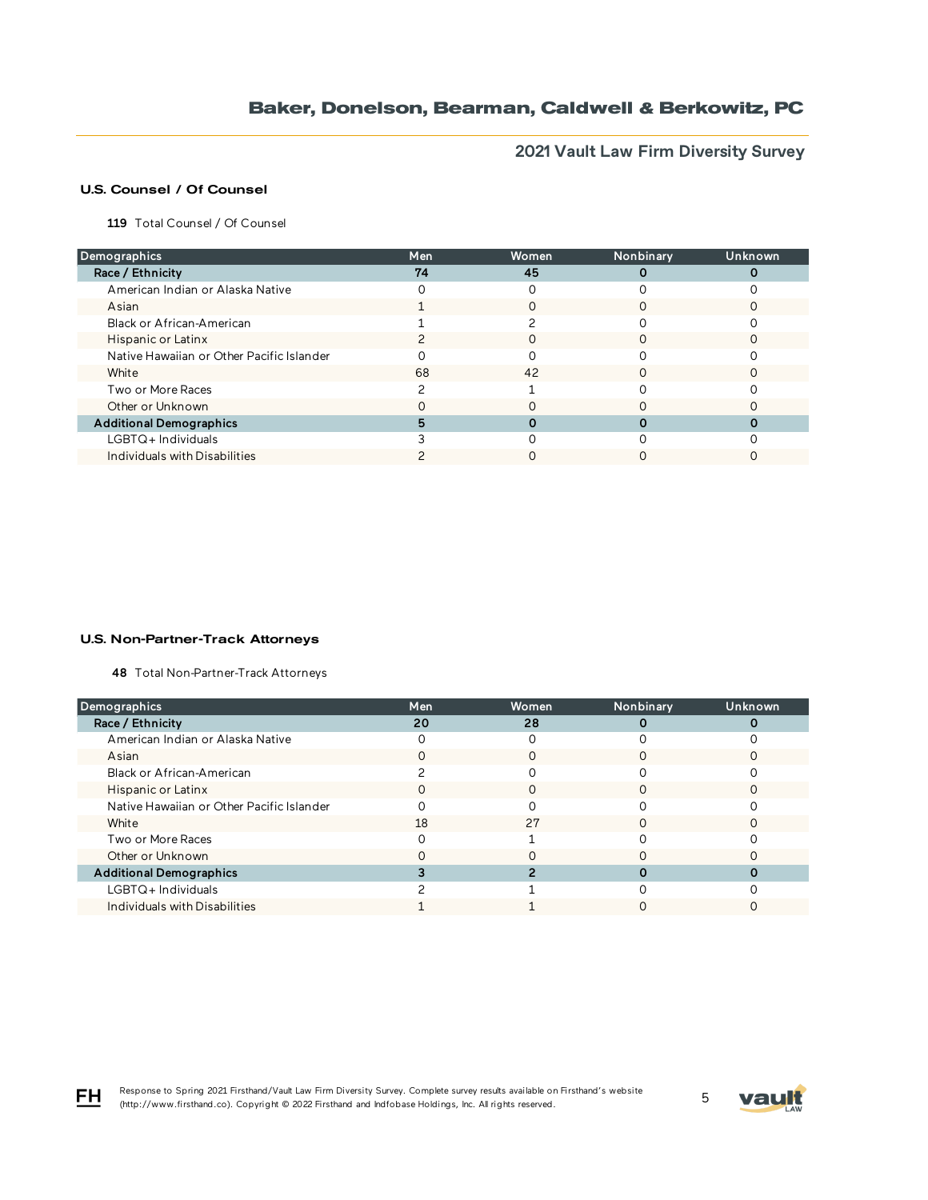## U.S. Counsel / Of Counsel

**119** Total Counsel / Of Counsel

| Demographics | Men | Women | Nonbinary | Unknown |
|---|---|---|---|---|
| **Race / Ethnicity** | **74** | **45** | **0** | **0** |
| American Indian or Alaska Native | 0 | 0 | 0 | 0 |
| Asian | 1 | 0 | 0 | 0 |
| Black or African-American | 1 | 2 | 0 | 0 |
| Hispanic or Latinx | 2 | 0 | 0 | 0 |
| Native Hawaiian or Other Pacific Islander | 0 | 0 | 0 | 0 |
| White | 68 | 42 | 0 | 0 |
| Two or More Races | 2 | 1 | 0 | 0 |
| Other or Unknown | 0 | 0 | 0 | 0 |
| **Additional Demographics** | **5** | **0** | **0** | **0** |
| LGBTQ+ Individuals | 3 | 0 | 0 | 0 |
| Individuals with Disabilities | 2 | 0 | 0 | 0 |

## U.S. Non-Partner-Track Attorneys

**48** Total Non-Partner-Track Attorneys

| Demographics | Men | Women | Nonbinary | Unknown |
|---|---|---|---|---|
| **Race / Ethnicity** | **20** | **28** | **0** | **0** |
| American Indian or Alaska Native | 0 | 0 | 0 | 0 |
| Asian | 0 | 0 | 0 | 0 |
| Black or African-American | 2 | 0 | 0 | 0 |
| Hispanic or Latinx | 0 | 0 | 0 | 0 |
| Native Hawaiian or Other Pacific Islander | 0 | 0 | 0 | 0 |
| White | 18 | 27 | 0 | 0 |
| Two or More Races | 0 | 1 | 0 | 0 |
| Other or Unknown | 0 | 0 | 0 | 0 |
| **Additional Demographics** | **3** | **2** | **0** | **0** |
| LGBTQ+ Individuals | 2 | 1 | 0 | 0 |
| Individuals with Disabilities | 1 | 1 | 0 | 0 |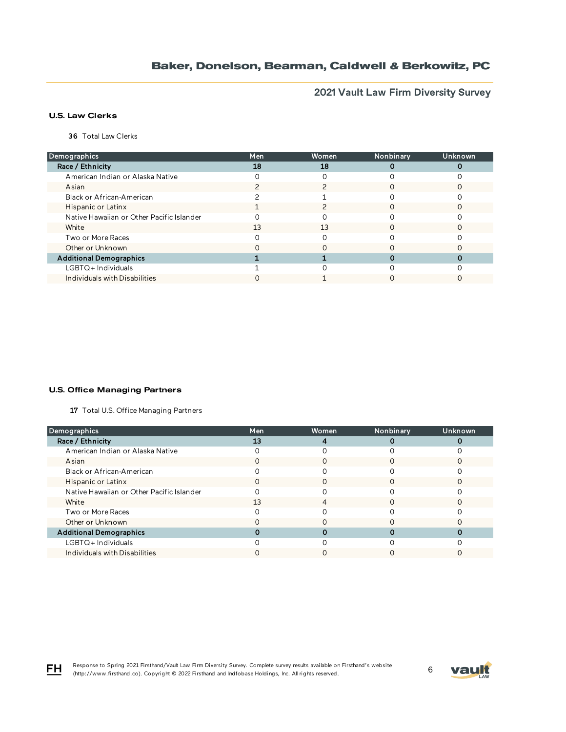## U.S. Law Clerks

**36** Total Law Clerks

| Demographics | Men | Women | Nonbinary | Unknown |
|---|---|---|---|---|
| **Race / Ethnicity** | **18** | **18** | **0** | **0** |
| American Indian or Alaska Native | 0 | 0 | 0 | 0 |
| Asian | 2 | 2 | 0 | 0 |
| Black or African-American | 2 | 1 | 0 | 0 |
| Hispanic or Latinx | 1 | 2 | 0 | 0 |
| Native Hawaiian or Other Pacific Islander | 0 | 0 | 0 | 0 |
| White | 13 | 13 | 0 | 0 |
| Two or More Races | 0 | 0 | 0 | 0 |
| Other or Unknown | 0 | 0 | 0 | 0 |
| **Additional Demographics** | **1** | **1** | **0** | **0** |
| LGBTQ+ Individuals | 1 | 0 | 0 | 0 |
| Individuals with Disabilities | 0 | 1 | 0 | 0 |

## U.S. Office Managing Partners

**17** Total U.S. Office Managing Partners

| Demographics | Men | Women | Nonbinary | Unknown |
|---|---|---|---|---|
| **Race / Ethnicity** | **13** | **4** | **0** | **0** |
| American Indian or Alaska Native | 0 | 0 | 0 | 0 |
| Asian | 0 | 0 | 0 | 0 |
| Black or African-American | 0 | 0 | 0 | 0 |
| Hispanic or Latinx | 0 | 0 | 0 | 0 |
| Native Hawaiian or Other Pacific Islander | 0 | 0 | 0 | 0 |
| White | 13 | 4 | 0 | 0 |
| Two or More Races | 0 | 0 | 0 | 0 |
| Other or Unknown | 0 | 0 | 0 | 0 |
| **Additional Demographics** | **0** | **0** | **0** | **0** |
| LGBTQ+ Individuals | 0 | 0 | 0 | 0 |
| Individuals with Disabilities | 0 | 0 | 0 | 0 |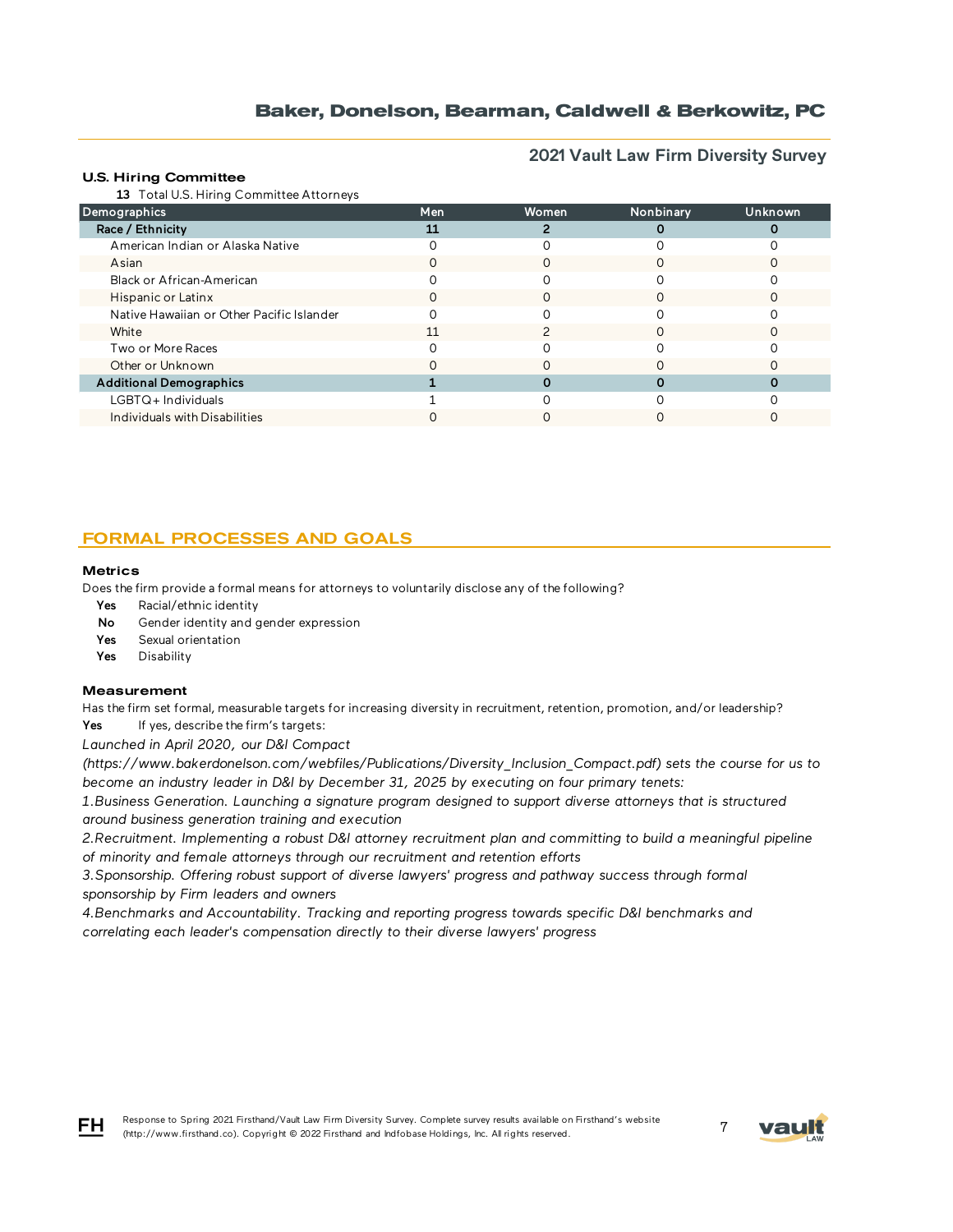### U.S. Hiring Committee

**13** Total U.S. Hiring Committee Attorneys

| Demographics | Men | Women | Nonbinary | Unknown |
|---|---|---|---|---|
| **Race / Ethnicity** | **11** | **2** | **0** | **0** |
| American Indian or Alaska Native | 0 | 0 | 0 | 0 |
| Asian | 0 | 0 | 0 | 0 |
| Black or African-American | 0 | 0 | 0 | 0 |
| Hispanic or Latinx | 0 | 0 | 0 | 0 |
| Native Hawaiian or Other Pacific Islander | 0 | 0 | 0 | 0 |
| White | 11 | 2 | 0 | 0 |
| Two or More Races | 0 | 0 | 0 | 0 |
| Other or Unknown | 0 | 0 | 0 | 0 |
| **Additional Demographics** | **1** | **0** | **0** | **0** |
| LGBTQ+ Individuals | 1 | 0 | 0 | 0 |
| Individuals with Disabilities | 0 | 0 | 0 | 0 |

## FORMAL PROCESSES AND GOALS

### Metrics

Does the firm provide a formal means for attorneys to voluntarily disclose any of the following?

- **Yes** Racial/ethnic identity
- **No** Gender identity and gender expression
- **Yes** Sexual orientation
- **Yes** Disability

### Measurement

Has the firm set formal, measurable targets for increasing diversity in recruitment, retention, promotion, and/or leadership?

**Yes** If yes, describe the firm's targets:

*Launched in April 2020, our D&I Compact (https://www.bakerdonelson.com/webfiles/Publications/Diversity_Inclusion_Compact.pdf) sets the course for us to become an industry leader in D&I by December 31, 2025 by executing on four primary tenets:*

*1.Business Generation. Launching a signature program designed to support diverse attorneys that is structured around business generation training and execution*

*2.Recruitment. Implementing a robust D&I attorney recruitment plan and committing to build a meaningful pipeline of minority and female attorneys through our recruitment and retention efforts*

*3.Sponsorship. Offering robust support of diverse lawyers' progress and pathway success through formal sponsorship by Firm leaders and owners*

*4.Benchmarks and Accountability. Tracking and reporting progress towards specific D&I benchmarks and correlating each leader's compensation directly to their diverse lawyers' progress*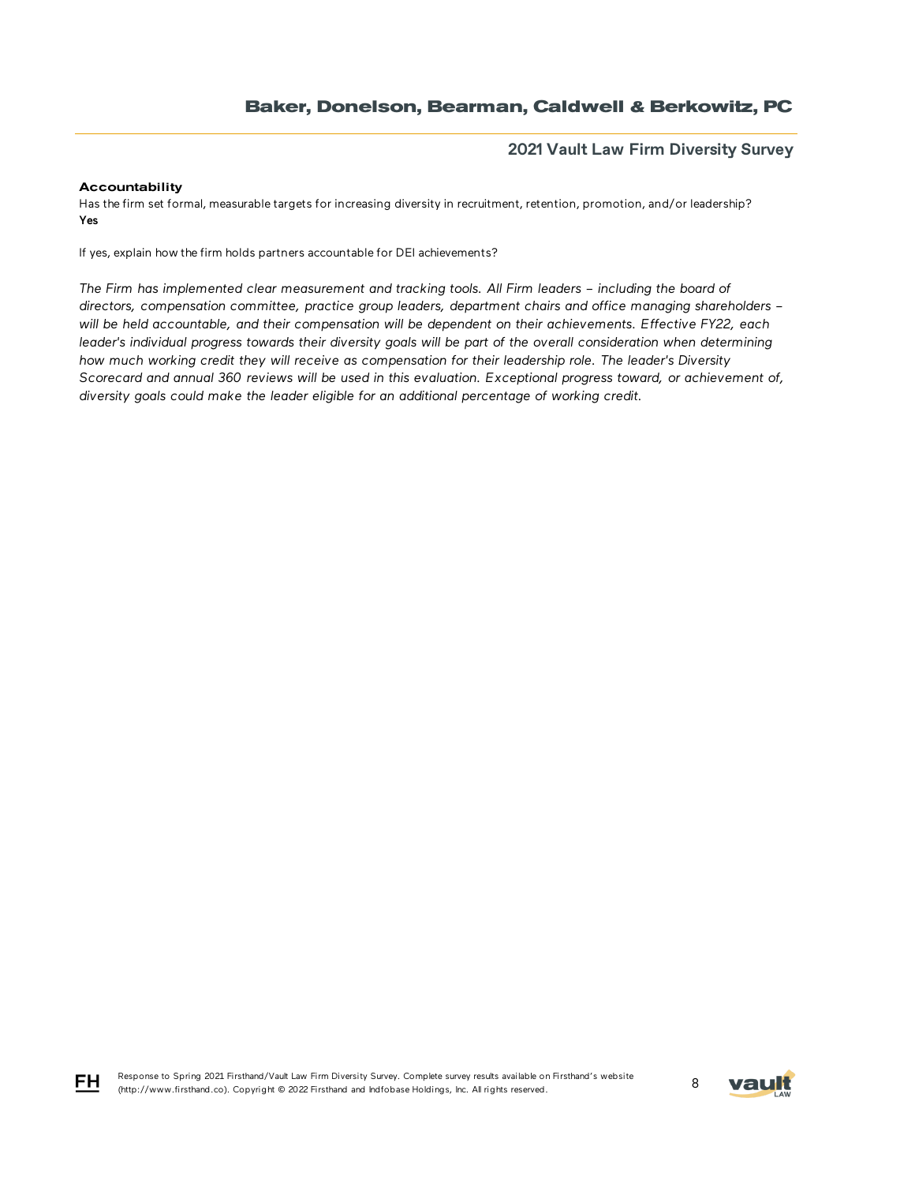### Accountability

Has the firm set formal, measurable targets for increasing diversity in recruitment, retention, promotion, and/or leadership?
**Yes**

If yes, explain how the firm holds partners accountable for DEI achievements?

*The Firm has implemented clear measurement and tracking tools. All Firm leaders – including the board of directors, compensation committee, practice group leaders, department chairs and office managing shareholders – will be held accountable, and their compensation will be dependent on their achievements. Effective FY22, each leader's individual progress towards their diversity goals will be part of the overall consideration when determining how much working credit they will receive as compensation for their leadership role. The leader's Diversity Scorecard and annual 360 reviews will be used in this evaluation. Exceptional progress toward, or achievement of, diversity goals could make the leader eligible for an additional percentage of working credit.*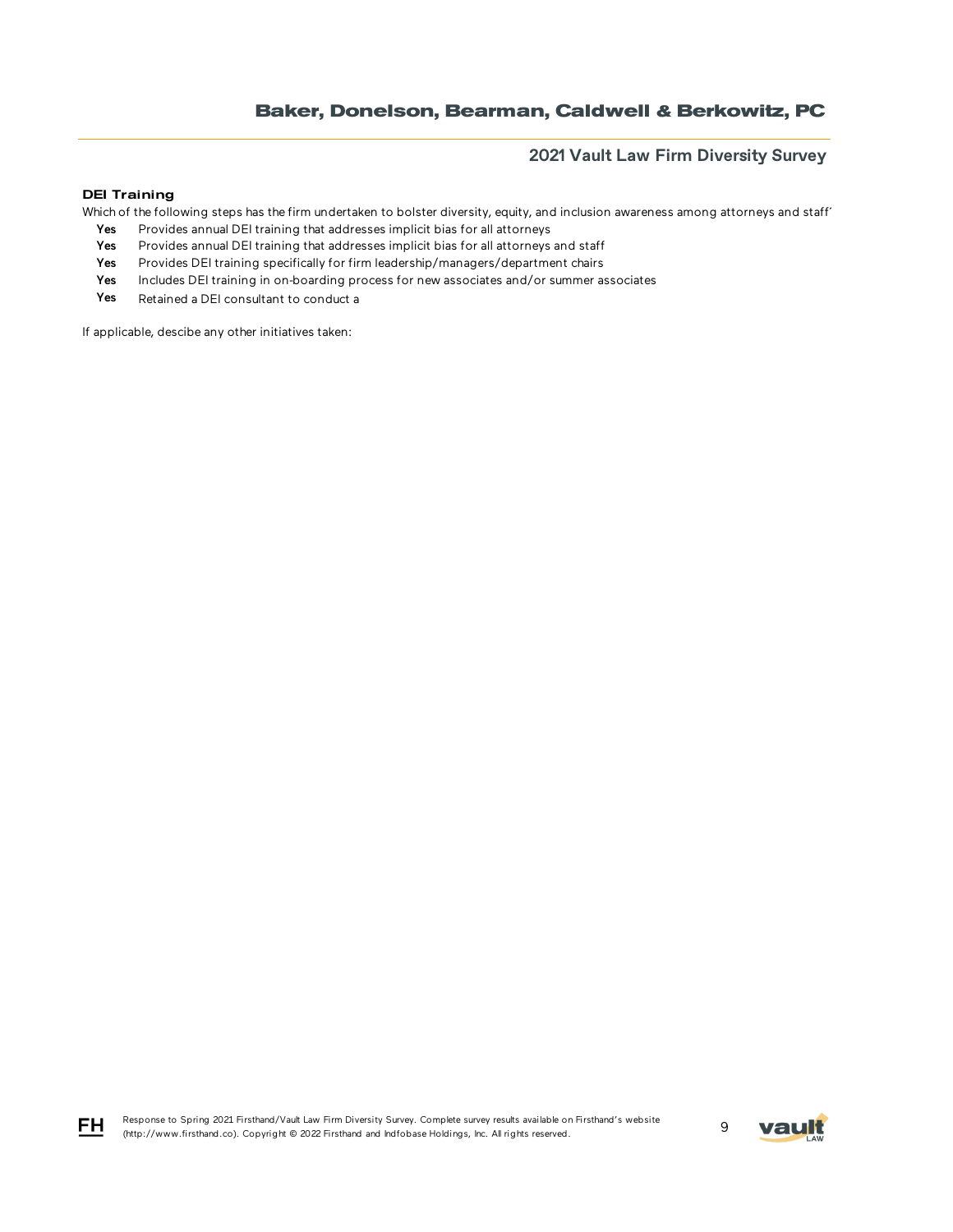#### DEI Training

Which of the following steps has the firm undertaken to bolster diversity, equity, and inclusion awareness among attorneys and staff'

- **Yes** Provides annual DEI training that addresses implicit bias for all attorneys
- **Yes** Provides annual DEI training that addresses implicit bias for all attorneys and staff
- **Yes** Provides DEI training specifically for firm leadership/managers/department chairs
- **Yes** Includes DEI training in on-boarding process for new associates and/or summer associates
- **Yes** Retained a DEI consultant to conduct a

If applicable, descibe any other initiatives taken: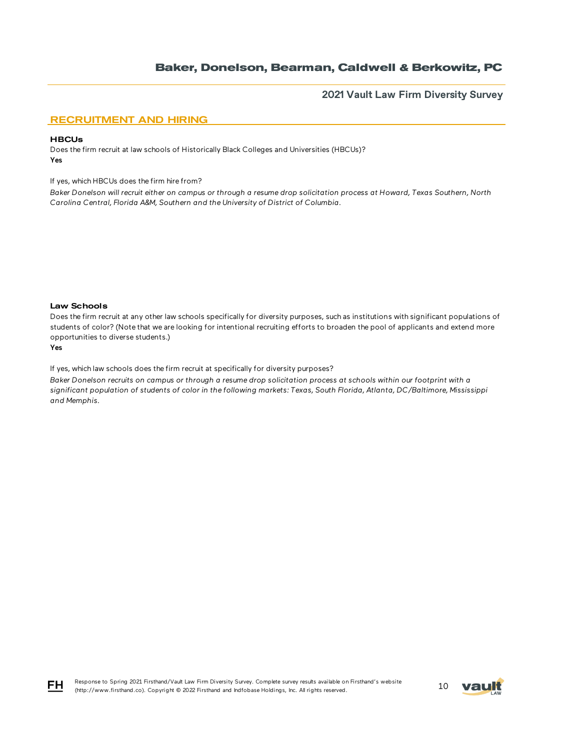## RECRUITMENT AND HIRING

### HBCUs

Does the firm recruit at law schools of Historically Black Colleges and Universities (HBCUs)?

**Yes**

If yes, which HBCUs does the firm hire from?

*Baker Donelson will recruit either on campus or through a resume drop solicitation process at Howard, Texas Southern, North Carolina Central, Florida A&M, Southern and the University of District of Columbia.*

### Law Schools

Does the firm recruit at any other law schools specifically for diversity purposes, such as institutions with significant populations of students of color? (Note that we are looking for intentional recruiting efforts to broaden the pool of applicants and extend more opportunities to diverse students.)

**Yes**

If yes, which law schools does the firm recruit at specifically for diversity purposes?

*Baker Donelson recruits on campus or through a resume drop solicitation process at schools within our footprint with a significant population of students of color in the following markets: Texas, South Florida, Atlanta, DC/Baltimore, Mississippi and Memphis.*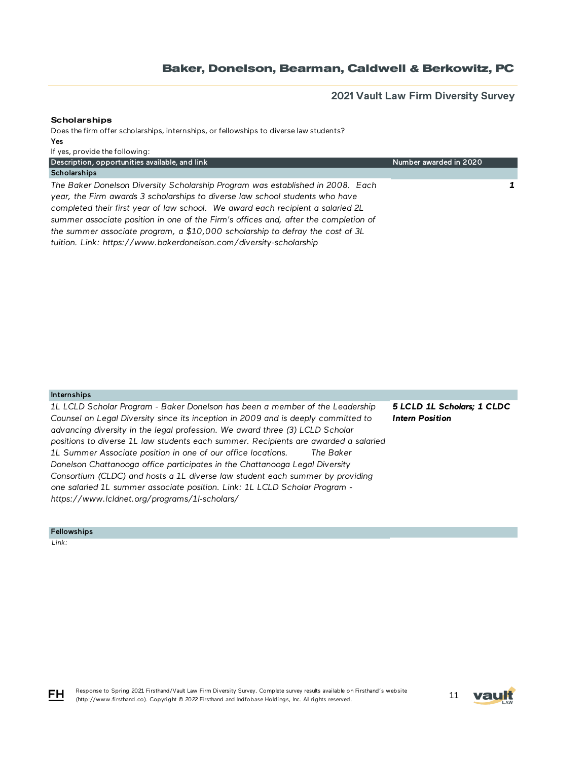# Baker, Donelson, Bearman, Caldwell & Berkowitz, PC

## 2021 Vault Law Firm Diversity Survey

### Scholarships

Does the firm offer scholarships, internships, or fellowships to diverse law students?

**Yes**

If yes, provide the following:

| Description, opportunities available, and link | Number awarded in 2020 |
| --- | --- |
| **Scholarships** | |
| *The Baker Donelson Diversity Scholarship Program was established in 2008. Each year, the Firm awards 3 scholarships to diverse law school students who have completed their first year of law school. We award each recipient a salaried 2L summer associate position in one of the Firm's offices and, after the completion of the summer associate program, a $10,000 scholarship to defray the cost of 3L tuition. Link: https://www.bakerdonelson.com/diversity-scholarship* | ***1*** |
| **Internships** | |
| *1L LCLD Scholar Program - Baker Donelson has been a member of the Leadership Counsel on Legal Diversity since its inception in 2009 and is deeply committed to advancing diversity in the legal profession. We award three (3) LCLD Scholar positions to diverse 1L law students each summer. Recipients are awarded a salaried 1L Summer Associate position in one of our office locations. The Baker Donelson Chattanooga office participates in the Chattanooga Legal Diversity Consortium (CLDC) and hosts a 1L diverse law student each summer by providing one salaried 1L summer associate position. Link: 1L LCLD Scholar Program - https://www.lcldnet.org/programs/1l-scholars/* | ***5 LCLD 1L Scholars; 1 CLDC Intern Position*** |
| **Fellowships** | |
| *Link:* | |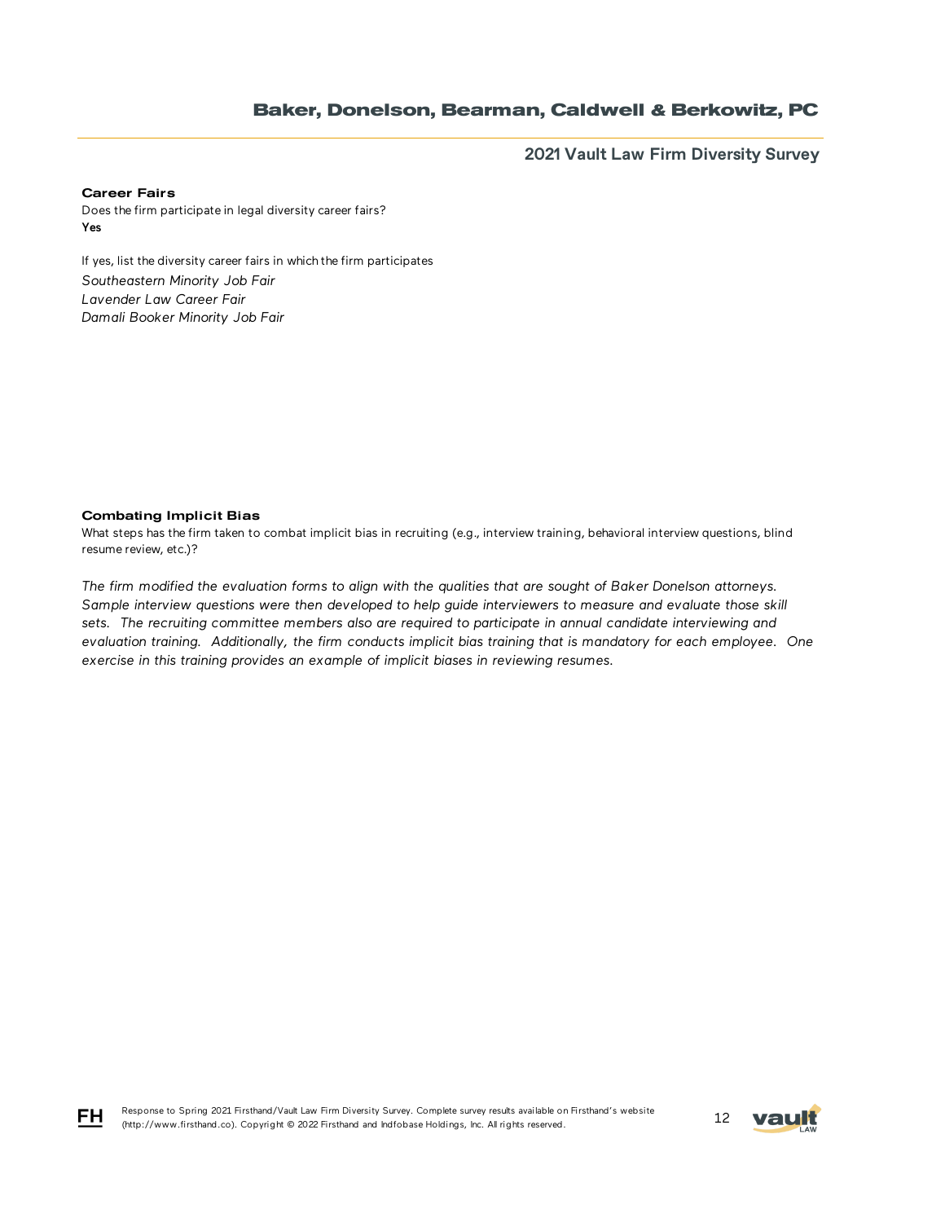### Career Fairs

Does the firm participate in legal diversity career fairs?

**Yes**

If yes, list the diversity career fairs in which the firm participates

*Southeastern Minority Job Fair*
*Lavender Law Career Fair*
*Damali Booker Minority Job Fair*

### Combating Implicit Bias

What steps has the firm taken to combat implicit bias in recruiting (e.g., interview training, behavioral interview questions, blind resume review, etc.)?

*The firm modified the evaluation forms to align with the qualities that are sought of Baker Donelson attorneys. Sample interview questions were then developed to help guide interviewers to measure and evaluate those skill sets. The recruiting committee members also are required to participate in annual candidate interviewing and evaluation training. Additionally, the firm conducts implicit bias training that is mandatory for each employee. One exercise in this training provides an example of implicit biases in reviewing resumes.*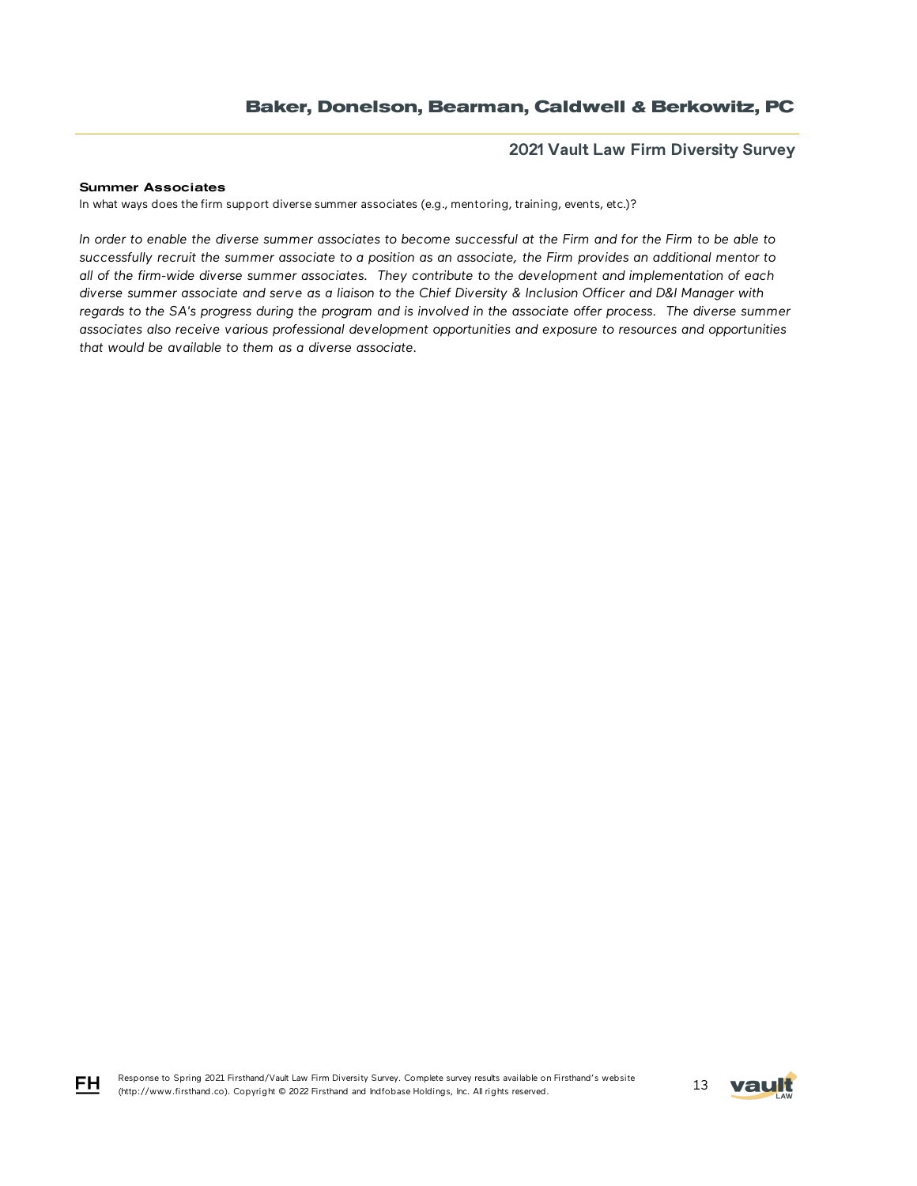**Summary Associates**

In what ways does the firm support diverse summer associates (e.g., mentoring, training, events, etc.)?

*In order to enable the diverse summer associates to become successful at the Firm and for the Firm to be able to successfully recruit the summer associate to a position as an associate, the Firm provides an additional mentor to all of the firm-wide diverse summer associates. They contribute to the development and implementation of each diverse summer associate and serve as a liaison to the Chief Diversity & Inclusion Officer and D&I Manager with regards to the SA's progress during the program and is involved in the associate offer process. The diverse summer associates also receive various professional development opportunities and exposure to resources and opportunities that would be available to them as a diverse associate.*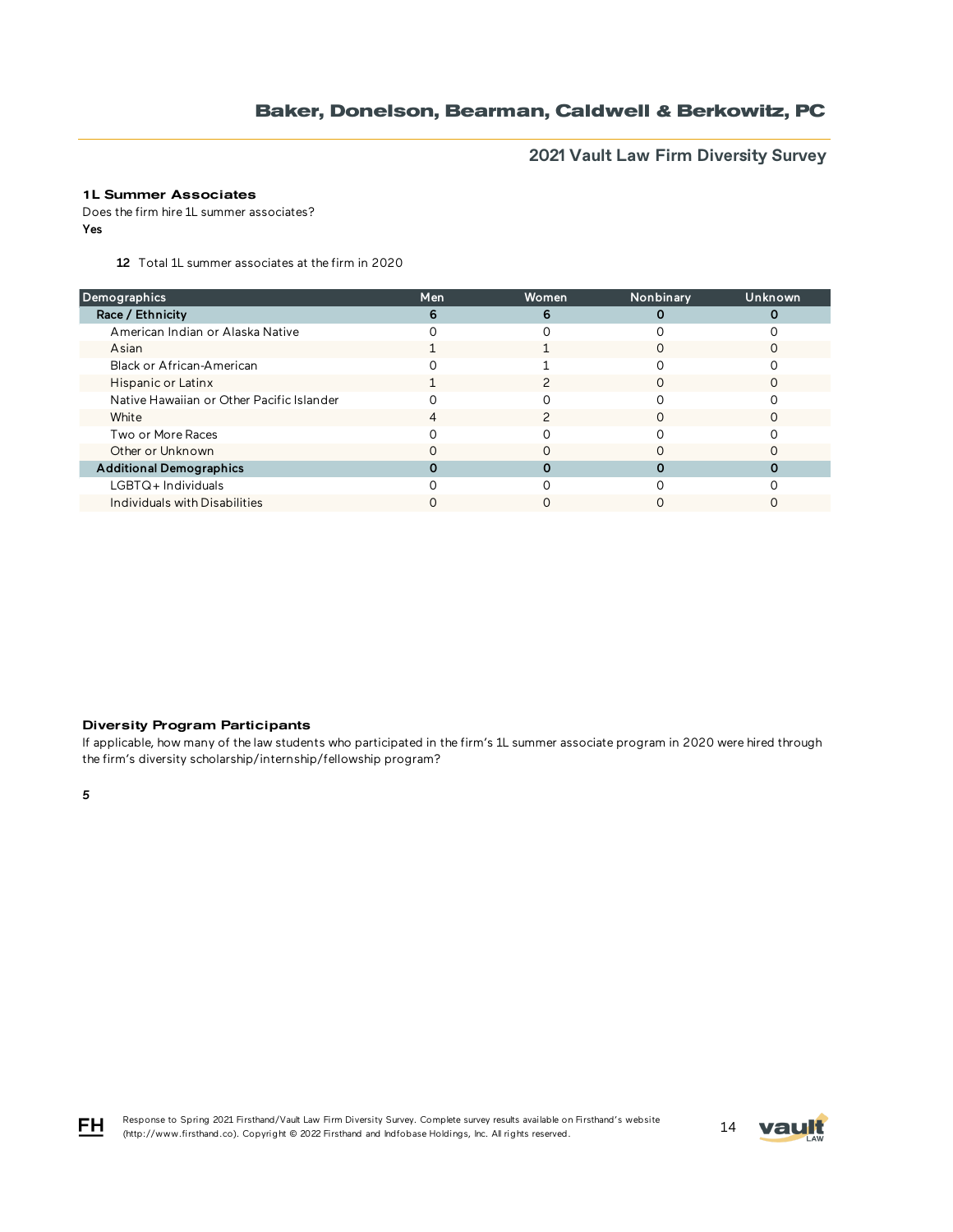### 1L Summer Associates

Does the firm hire 1L summer associates?

**Yes**

**12** Total 1L summer associates at the firm in 2020

| Demographics | Men | Women | Nonbinary | Unknown |
|---|---|---|---|---|
| **Race / Ethnicity** | **6** | **6** | **0** | **0** |
| American Indian or Alaska Native | 0 | 0 | 0 | 0 |
| Asian | 1 | 1 | 0 | 0 |
| Black or African-American | 0 | 1 | 0 | 0 |
| Hispanic or Latinx | 1 | 2 | 0 | 0 |
| Native Hawaiian or Other Pacific Islander | 0 | 0 | 0 | 0 |
| White | 4 | 2 | 0 | 0 |
| Two or More Races | 0 | 0 | 0 | 0 |
| Other or Unknown | 0 | 0 | 0 | 0 |
| **Additional Demographics** | **0** | **0** | **0** | **0** |
| LGBTQ+ Individuals | 0 | 0 | 0 | 0 |
| Individuals with Disabilities | 0 | 0 | 0 | 0 |

### Diversity Program Participants

If applicable, how many of the law students who participated in the firm's 1L summer associate program in 2020 were hired through the firm's diversity scholarship/internship/fellowship program?

*5*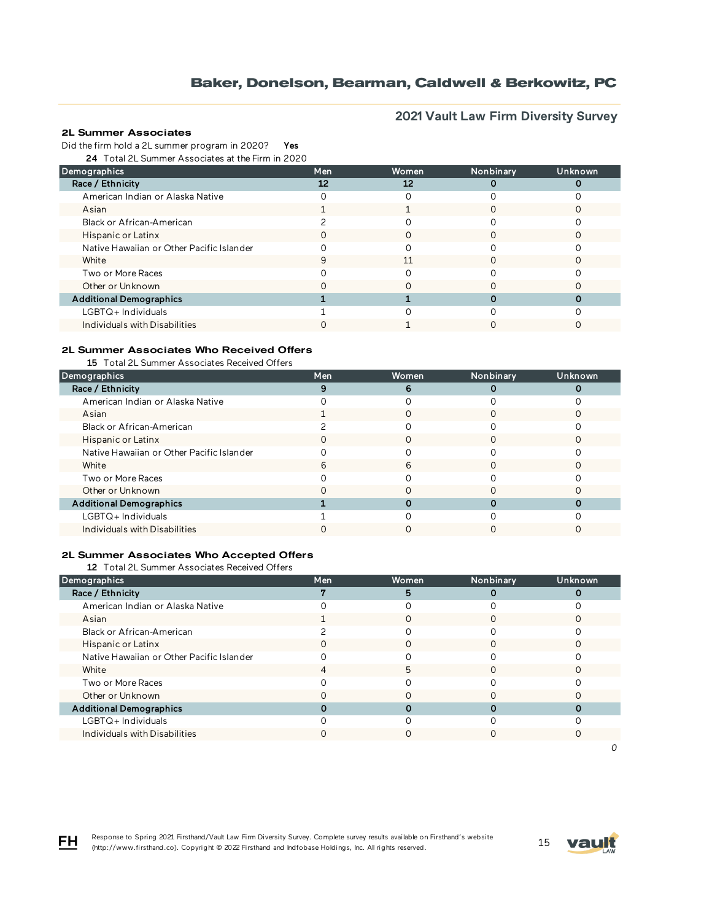## 2L Summer Associates

Did the firm hold a 2L summer program in 2020? **Yes**

**24** Total 2L Summer Associates at the Firm in 2020

| Demographics | Men | Women | Nonbinary | Unknown |
|---|---|---|---|---|
| **Race / Ethnicity** | **12** | **12** | **0** | **0** |
| American Indian or Alaska Native | 0 | 0 | 0 | 0 |
| Asian | 1 | 1 | 0 | 0 |
| Black or African-American | 2 | 0 | 0 | 0 |
| Hispanic or Latinx | 0 | 0 | 0 | 0 |
| Native Hawaiian or Other Pacific Islander | 0 | 0 | 0 | 0 |
| White | 9 | 11 | 0 | 0 |
| Two or More Races | 0 | 0 | 0 | 0 |
| Other or Unknown | 0 | 0 | 0 | 0 |
| **Additional Demographics** | **1** | **1** | **0** | **0** |
| LGBTQ+ Individuals | 1 | 0 | 0 | 0 |
| Individuals with Disabilities | 0 | 1 | 0 | 0 |

## 2L Summer Associates Who Received Offers

**15** Total 2L Summer Associates Received Offers

| Demographics | Men | Women | Nonbinary | Unknown |
|---|---|---|---|---|
| **Race / Ethnicity** | **9** | **6** | **0** | **0** |
| American Indian or Alaska Native | 0 | 0 | 0 | 0 |
| Asian | 1 | 0 | 0 | 0 |
| Black or African-American | 2 | 0 | 0 | 0 |
| Hispanic or Latinx | 0 | 0 | 0 | 0 |
| Native Hawaiian or Other Pacific Islander | 0 | 0 | 0 | 0 |
| White | 6 | 6 | 0 | 0 |
| Two or More Races | 0 | 0 | 0 | 0 |
| Other or Unknown | 0 | 0 | 0 | 0 |
| **Additional Demographics** | **1** | **0** | **0** | **0** |
| LGBTQ+ Individuals | 1 | 0 | 0 | 0 |
| Individuals with Disabilities | 0 | 0 | 0 | 0 |

## 2L Summer Associates Who Accepted Offers

**12** Total 2L Summer Associates Received Offers

| Demographics | Men | Women | Nonbinary | Unknown |
|---|---|---|---|---|
| **Race / Ethnicity** | **7** | **5** | **0** | **0** |
| American Indian or Alaska Native | 0 | 0 | 0 | 0 |
| Asian | 1 | 0 | 0 | 0 |
| Black or African-American | 2 | 0 | 0 | 0 |
| Hispanic or Latinx | 0 | 0 | 0 | 0 |
| Native Hawaiian or Other Pacific Islander | 0 | 0 | 0 | 0 |
| White | 4 | 5 | 0 | 0 |
| Two or More Races | 0 | 0 | 0 | 0 |
| Other or Unknown | 0 | 0 | 0 | 0 |
| **Additional Demographics** | **0** | **0** | **0** | **0** |
| LGBTQ+ Individuals | 0 | 0 | 0 | 0 |
| Individuals with Disabilities | 0 | 0 | 0 | 0 |

*0*

Response to Spring 2021 Firsthand/Vault Law Firm Diversity Survey. Complete survey results available on Firsthand's website (http://www.firsthand.co). Copyright © 2022 Firsthand and Indfobase Holdings, Inc. All rights reserved.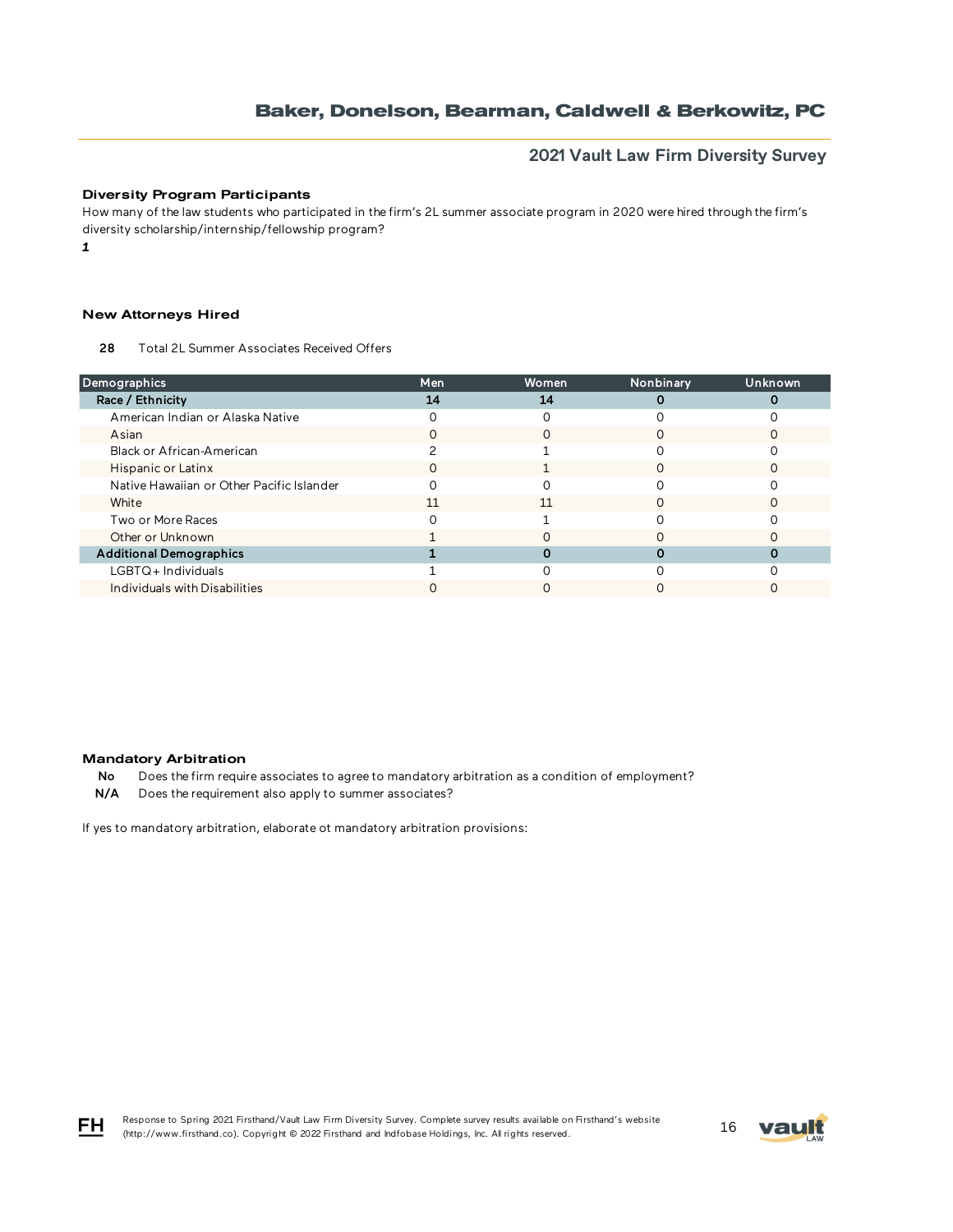### Diversity Program Participants

How many of the law students who participated in the firm's 2L summer associate program in 2020 were hired through the firm's diversity scholarship/internship/fellowship program?

*1*

### New Attorneys Hired

**28** Total 2L Summer Associates Received Offers

| Demographics | Men | Women | Nonbinary | Unknown |
|---|---|---|---|---|
| **Race / Ethnicity** | **14** | **14** | **0** | **0** |
| American Indian or Alaska Native | 0 | 0 | 0 | 0 |
| Asian | 0 | 0 | 0 | 0 |
| Black or African-American | 2 | 1 | 0 | 0 |
| Hispanic or Latinx | 0 | 1 | 0 | 0 |
| Native Hawaiian or Other Pacific Islander | 0 | 0 | 0 | 0 |
| White | 11 | 11 | 0 | 0 |
| Two or More Races | 0 | 1 | 0 | 0 |
| Other or Unknown | 1 | 0 | 0 | 0 |
| **Additional Demographics** | **1** | **0** | **0** | **0** |
| LGBTQ+ Individuals | 1 | 0 | 0 | 0 |
| Individuals with Disabilities | 0 | 0 | 0 | 0 |

### Mandatory Arbitration

**No** Does the firm require associates to agree to mandatory arbitration as a condition of employment?

**N/A** Does the requirement also apply to summer associates?

If yes to mandatory arbitration, elaborate ot mandatory arbitration provisions: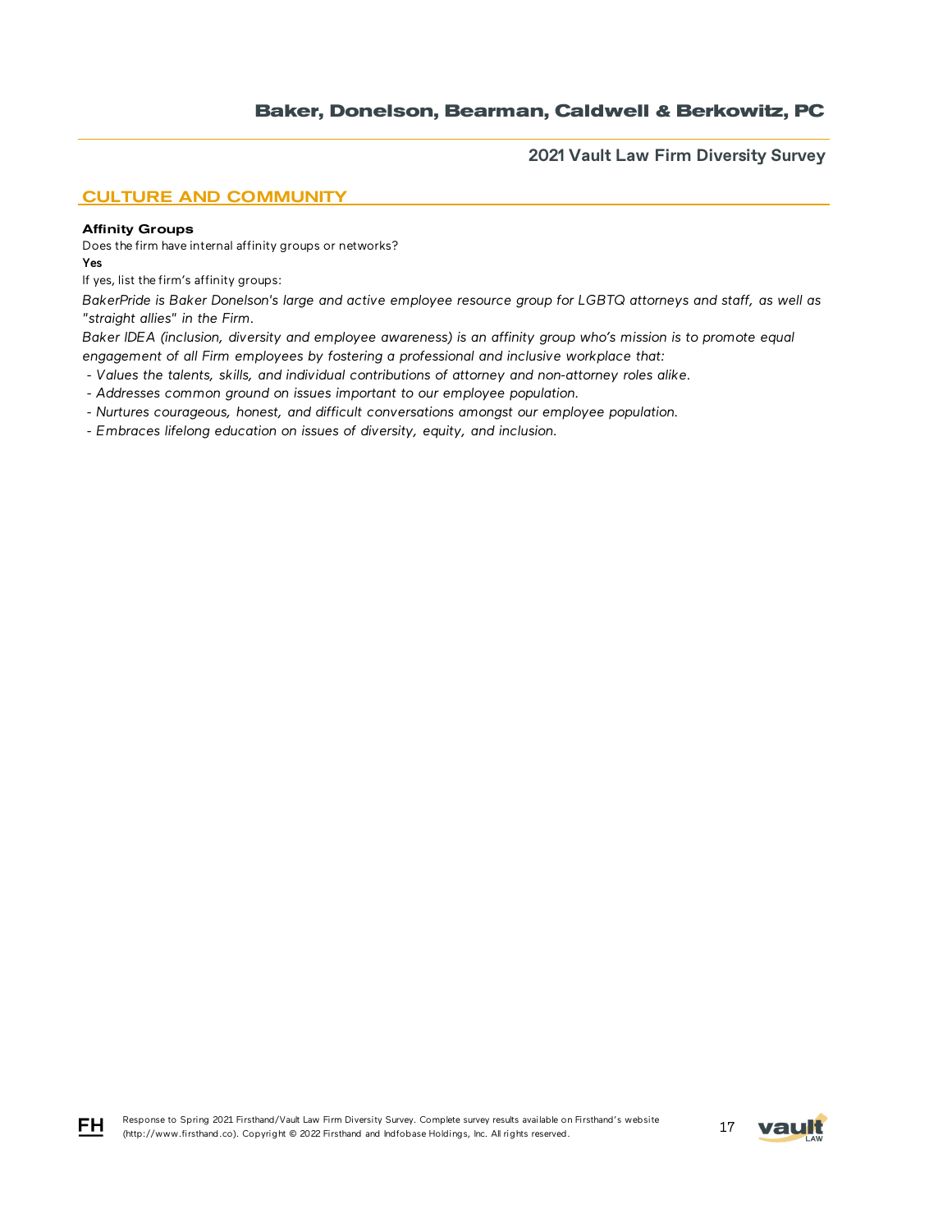## CULTURE AND COMMUNITY

### Affinity Groups

Does the firm have internal affinity groups or networks?

**Yes**

If yes, list the firm's affinity groups:

*BakerPride is Baker Donelson's large and active employee resource group for LGBTQ attorneys and staff, as well as "straight allies" in the Firm.*

*Baker IDEA (inclusion, diversity and employee awareness) is an affinity group who's mission is to promote equal engagement of all Firm employees by fostering a professional and inclusive workplace that:*

- *Values the talents, skills, and individual contributions of attorney and non-attorney roles alike.*
- *Addresses common ground on issues important to our employee population.*
- *Nurtures courageous, honest, and difficult conversations amongst our employee population.*
- *Embraces lifelong education on issues of diversity, equity, and inclusion.*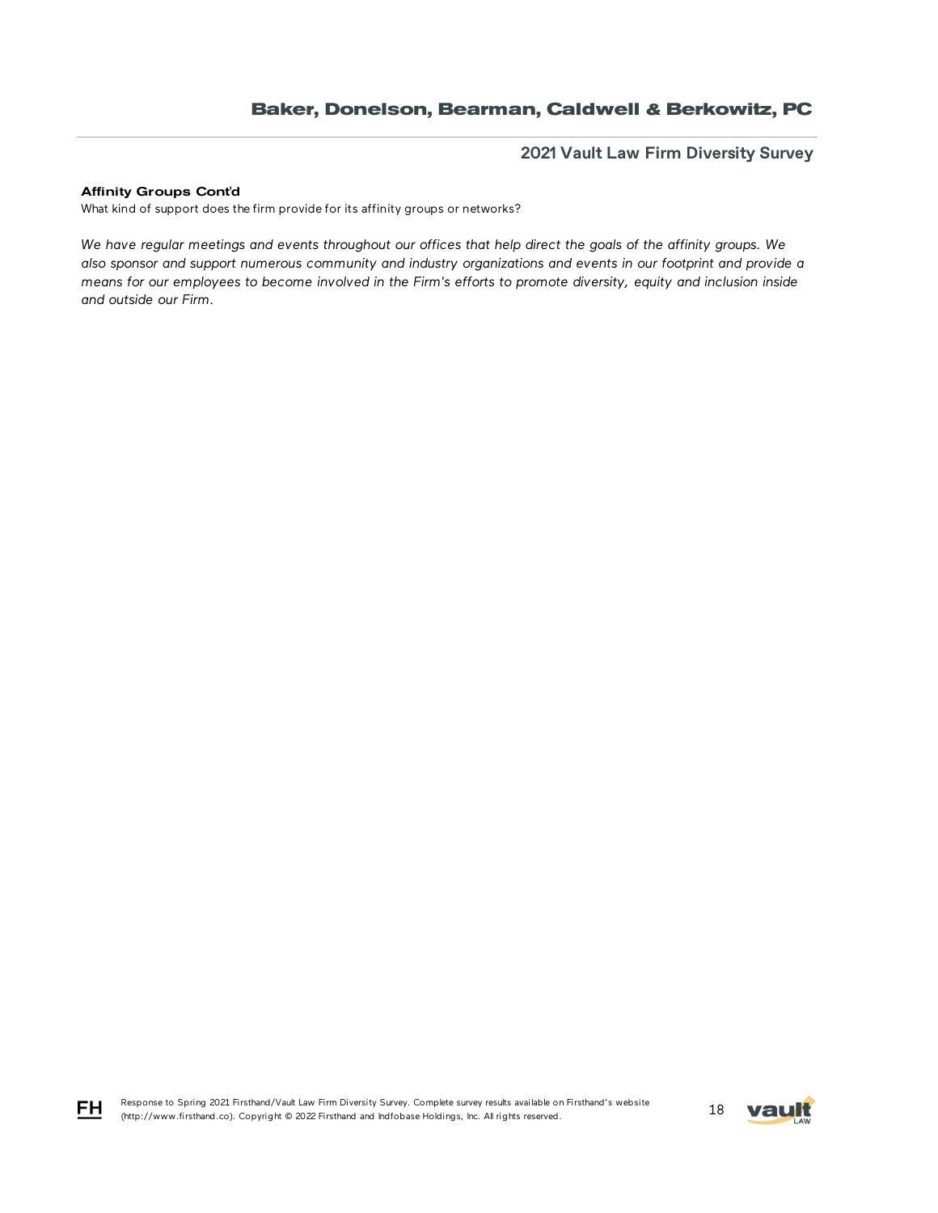**Affinity Groups Cont'd**

What kind of support does the firm provide for its affinity groups or networks?

*We have regular meetings and events throughout our offices that help direct the goals of the affinity groups. We also sponsor and support numerous community and industry organizations and events in our footprint and provide a means for our employees to become involved in the Firm's efforts to promote diversity, equity and inclusion inside and outside our Firm.*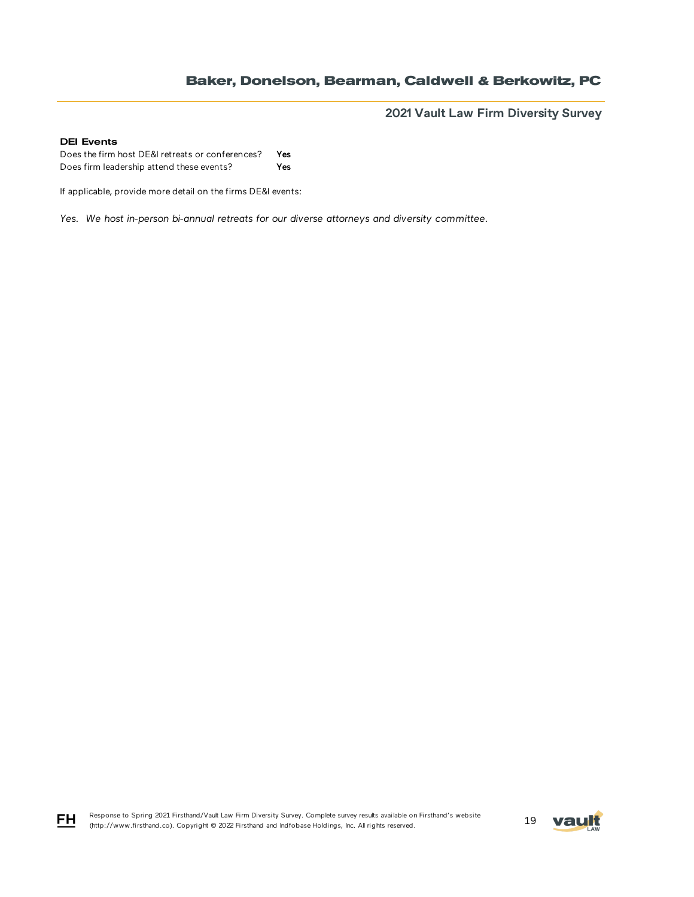### DEI Events

| | |
|---|---|
| Does the firm host DE&I retreats or conferences? | **Yes** |
| Does firm leadership attend these events? | **Yes** |

If applicable, provide more detail on the firms DE&I events:

*Yes. We host in-person bi-annual retreats for our diverse attorneys and diversity committee.*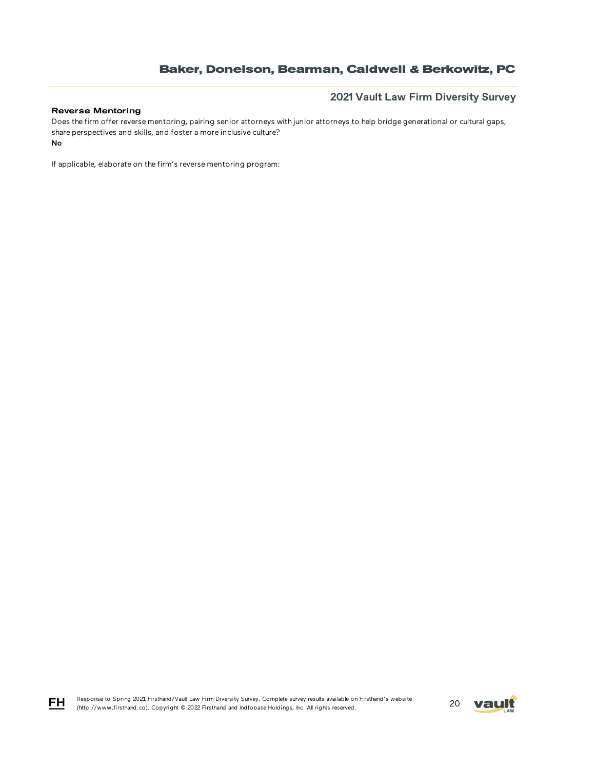### Reverse Mentoring

Does the firm offer reverse mentoring, pairing senior attorneys with junior attorneys to help bridge generational or cultural gaps, share perspectives and skills, and foster a more inclusive culture?

**No**

If applicable, elaborate on the firm's reverse mentoring program: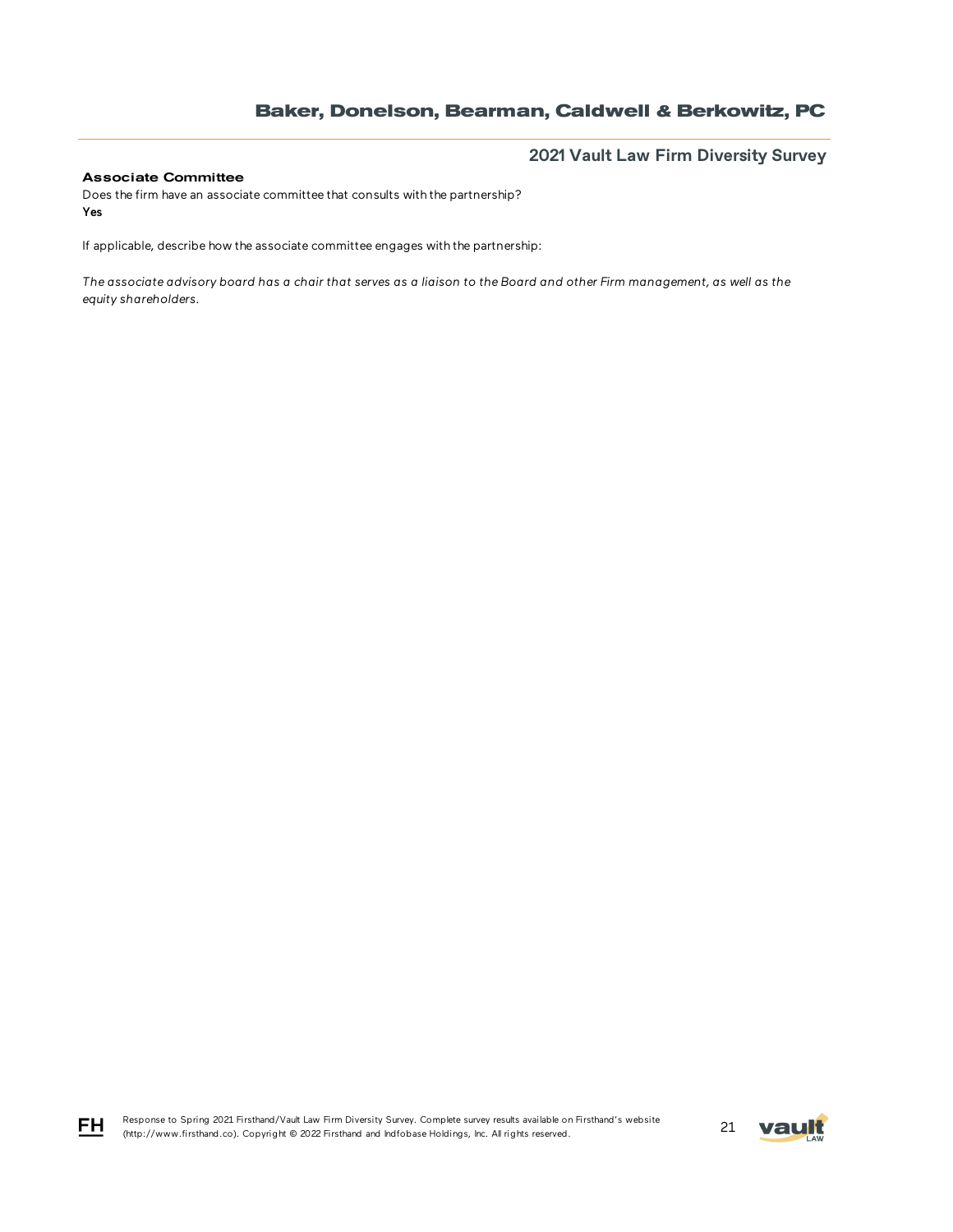### Associate Committee

Does the firm have an associate committee that consults with the partnership?

**Yes**

If applicable, describe how the associate committee engages with the partnership:

*The associate advisory board has a chair that serves as a liaison to the Board and other Firm management, as well as the equity shareholders.*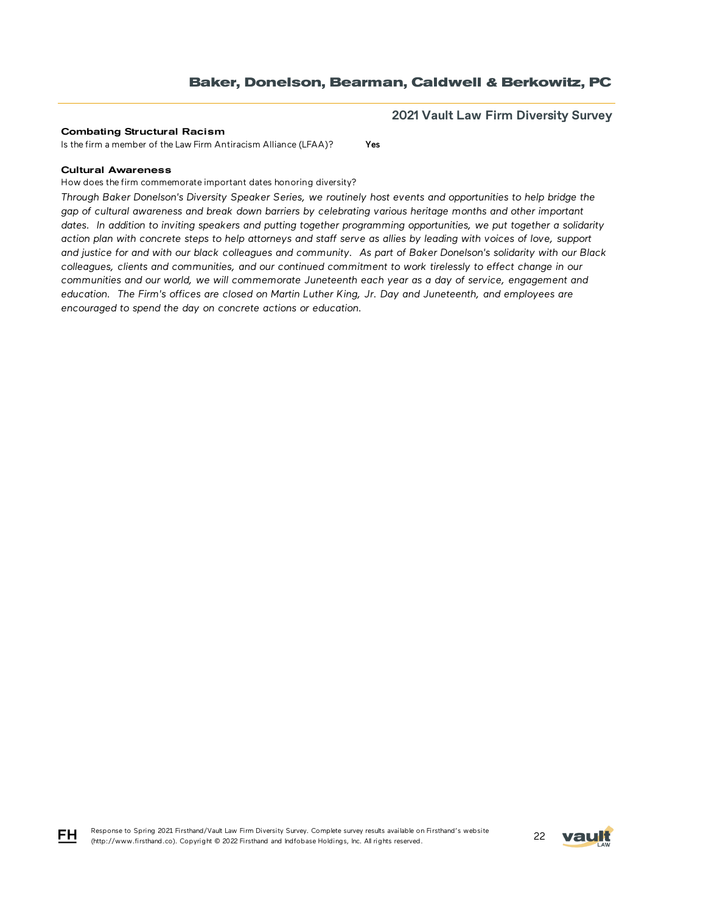### Combating Structural Racism

Is the firm a member of the Law Firm Antiracism Alliance (LFAA)? **Yes**

### Cultural Awareness

How does the firm commemorate important dates honoring diversity?

*Through Baker Donelson's Diversity Speaker Series, we routinely host events and opportunities to help bridge the gap of cultural awareness and break down barriers by celebrating various heritage months and other important dates. In addition to inviting speakers and putting together programming opportunities, we put together a solidarity action plan with concrete steps to help attorneys and staff serve as allies by leading with voices of love, support and justice for and with our black colleagues and community. As part of Baker Donelson's solidarity with our Black colleagues, clients and communities, and our continued commitment to work tirelessly to effect change in our communities and our world, we will commemorate Juneteenth each year as a day of service, engagement and education. The Firm's offices are closed on Martin Luther King, Jr. Day and Juneteenth, and employees are encouraged to spend the day on concrete actions or education.*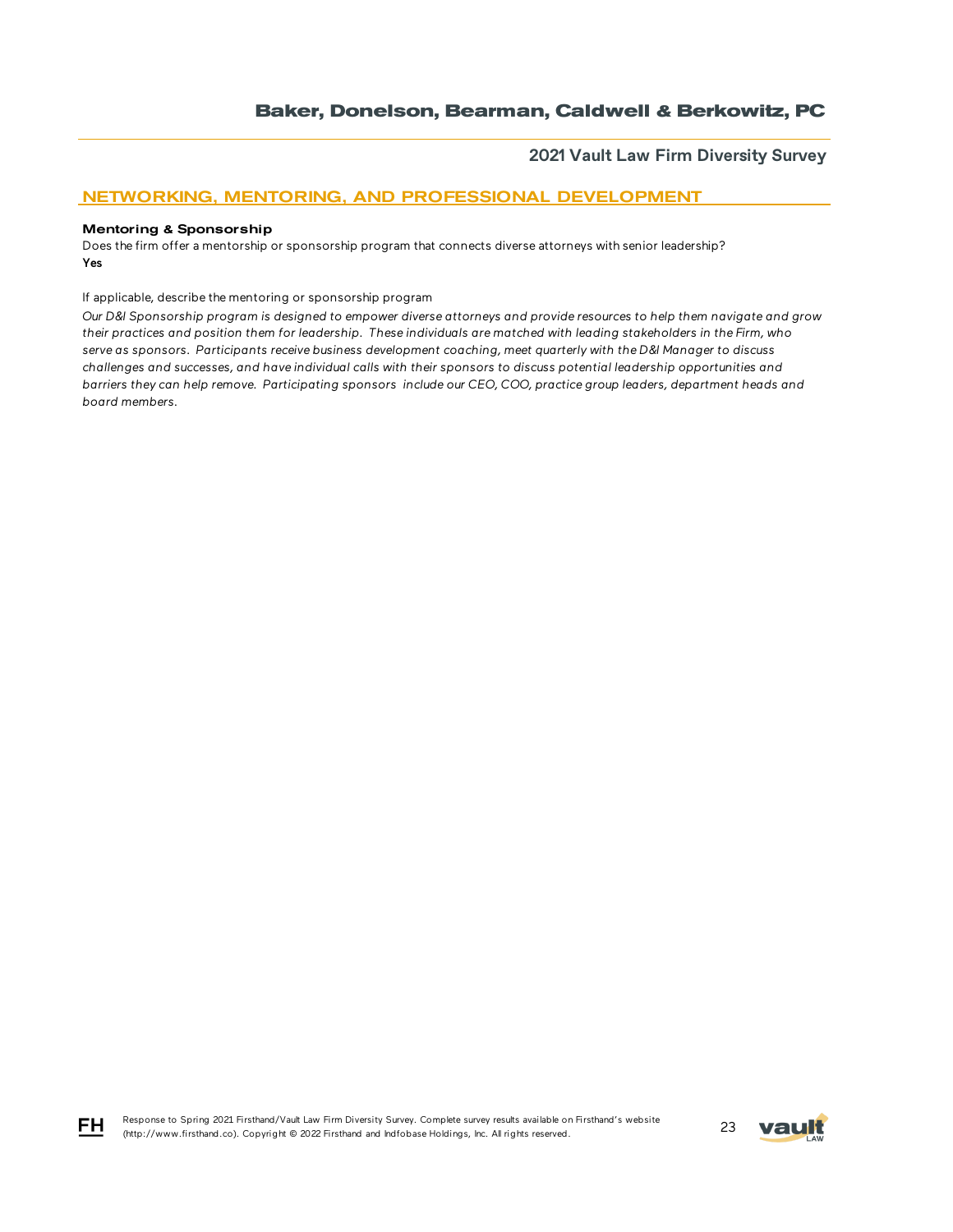## NETWORKING, MENTORING, AND PROFESSIONAL DEVELOPMENT

### Mentoring & Sponsorship

Does the firm offer a mentorship or sponsorship program that connects diverse attorneys with senior leadership?

**Yes**

If applicable, describe the mentoring or sponsorship program

*Our D&I Sponsorship program is designed to empower diverse attorneys and provide resources to help them navigate and grow their practices and position them for leadership. These individuals are matched with leading stakeholders in the Firm, who serve as sponsors. Participants receive business development coaching, meet quarterly with the D&I Manager to discuss challenges and successes, and have individual calls with their sponsors to discuss potential leadership opportunities and barriers they can help remove. Participating sponsors include our CEO, COO, practice group leaders, department heads and board members.*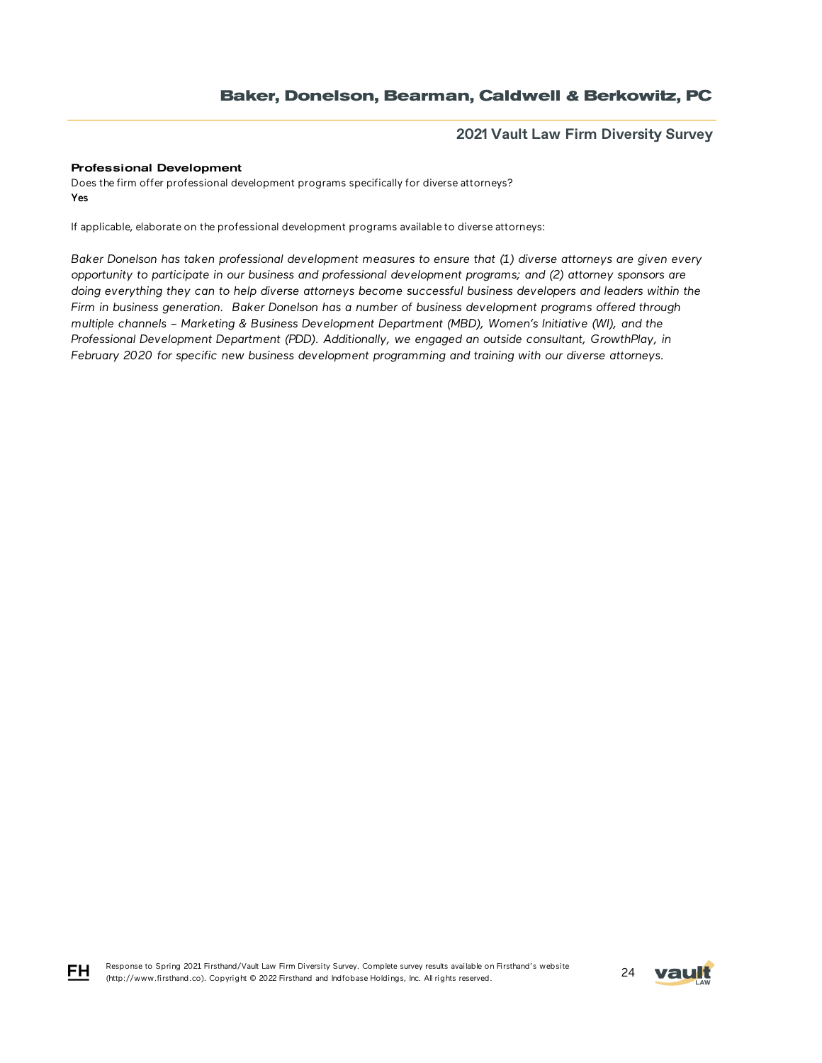### Professional Development

Does the firm offer professional development programs specifically for diverse attorneys?

**Yes**

If applicable, elaborate on the professional development programs available to diverse attorneys:

*Baker Donelson has taken professional development measures to ensure that (1) diverse attorneys are given every opportunity to participate in our business and professional development programs; and (2) attorney sponsors are doing everything they can to help diverse attorneys become successful business developers and leaders within the Firm in business generation. Baker Donelson has a number of business development programs offered through multiple channels – Marketing & Business Development Department (MBD), Women's Initiative (WI), and the Professional Development Department (PDD). Additionally, we engaged an outside consultant, GrowthPlay, in February 2020 for specific new business development programming and training with our diverse attorneys.*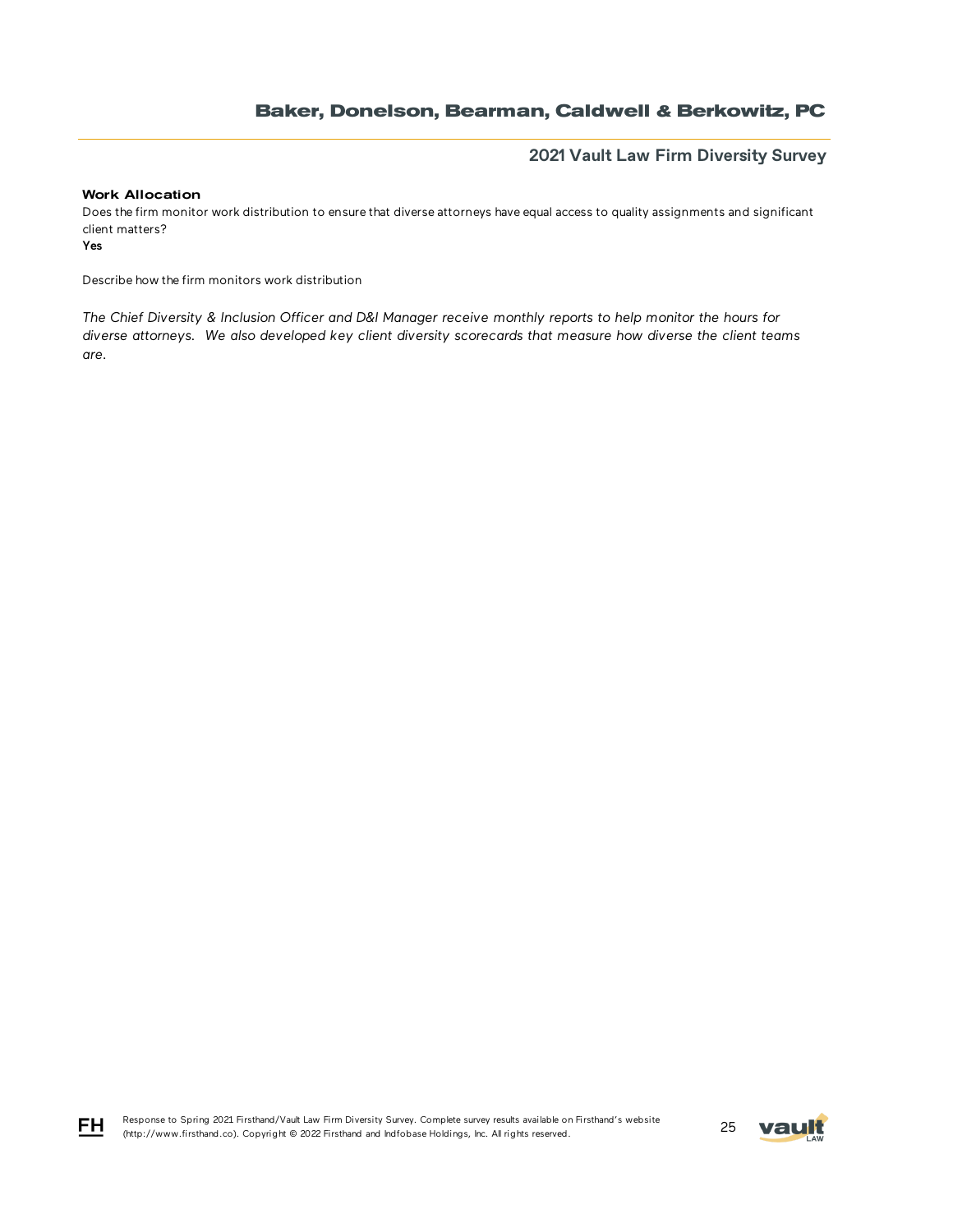**Work Allocation**

Does the firm monitor work distribution to ensure that diverse attorneys have equal access to quality assignments and significant client matters?

**Yes**

Describe how the firm monitors work distribution

*The Chief Diversity & Inclusion Officer and D&I Manager receive monthly reports to help monitor the hours for diverse attorneys. We also developed key client diversity scorecards that measure how diverse the client teams are.*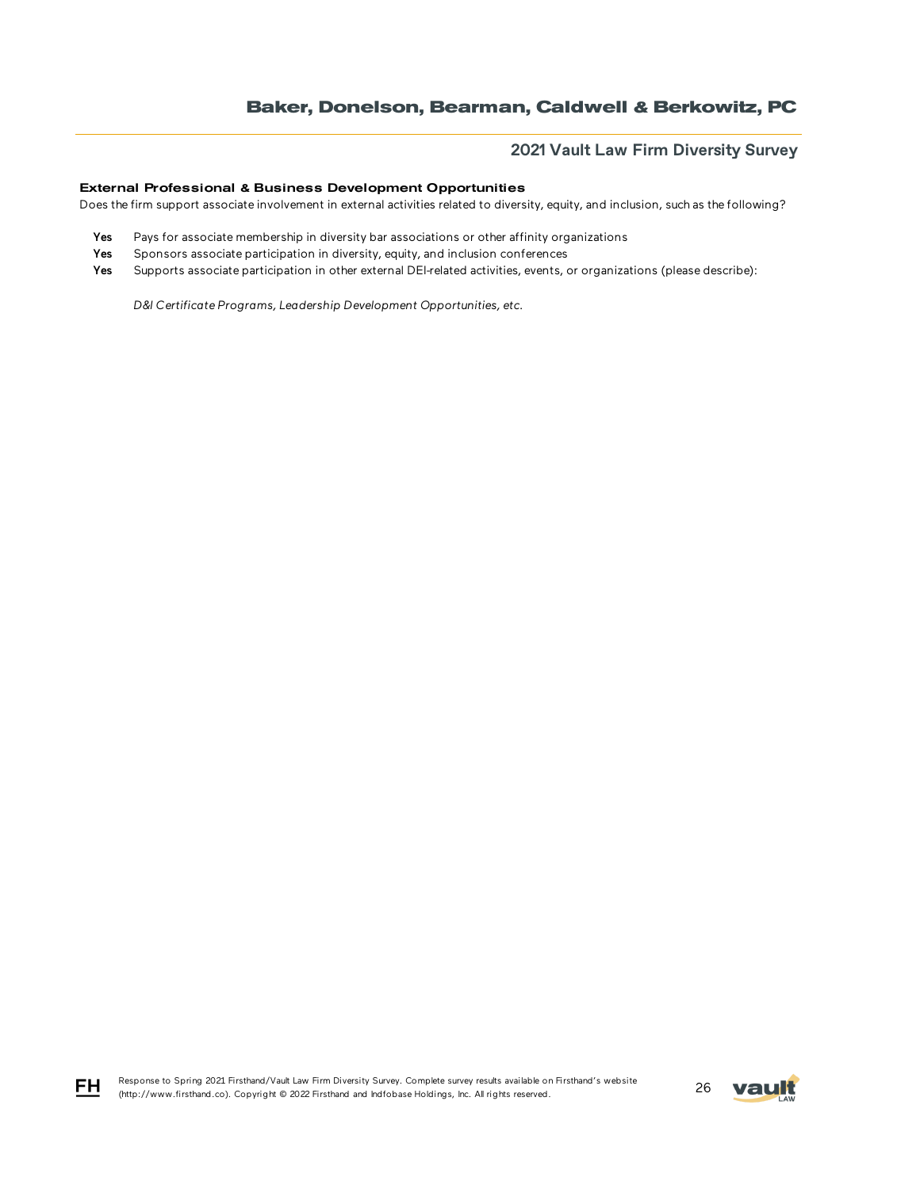### External Professional & Business Development Opportunities

Does the firm support associate involvement in external activities related to diversity, equity, and inclusion, such as the following?

**Yes** Pays for associate membership in diversity bar associations or other affinity organizations

**Yes** Sponsors associate participation in diversity, equity, and inclusion conferences

**Yes** Supports associate participation in other external DEI-related activities, events, or organizations (please describe):

*D&I Certificate Programs, Leadership Development Opportunities, etc.*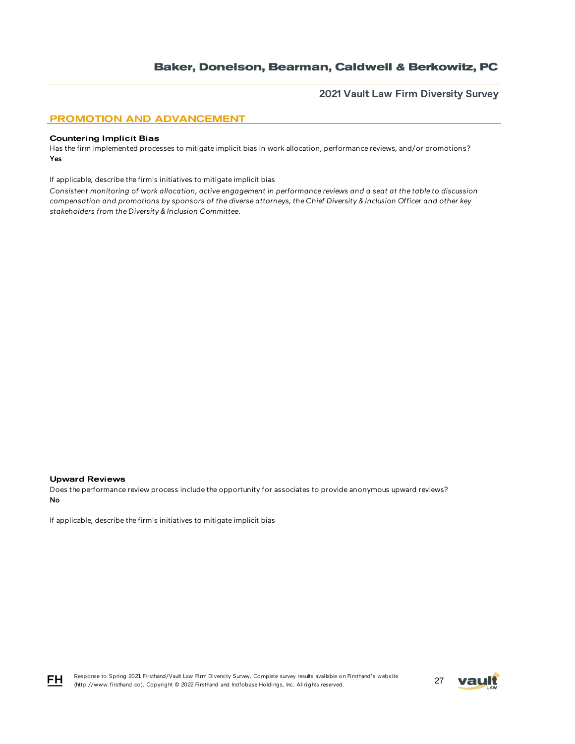## PROMOTION AND ADVANCEMENT

### Countering Implicit Bias

Has the firm implemented processes to mitigate implicit bias in work allocation, performance reviews, and/or promotions?
**Yes**

If applicable, describe the firm's initiatives to mitigate implicit bias

*Consistent monitoring of work allocation, active engagement in performance reviews and a seat at the table to discussion compensation and promotions by sponsors of the diverse attorneys, the Chief Diversity & Inclusion Officer and other key stakeholders from the Diversity & Inclusion Committee.*

### Upward Reviews

Does the performance review process include the opportunity for associates to provide anonymous upward reviews?
**No**

If applicable, describe the firm's initiatives to mitigate implicit bias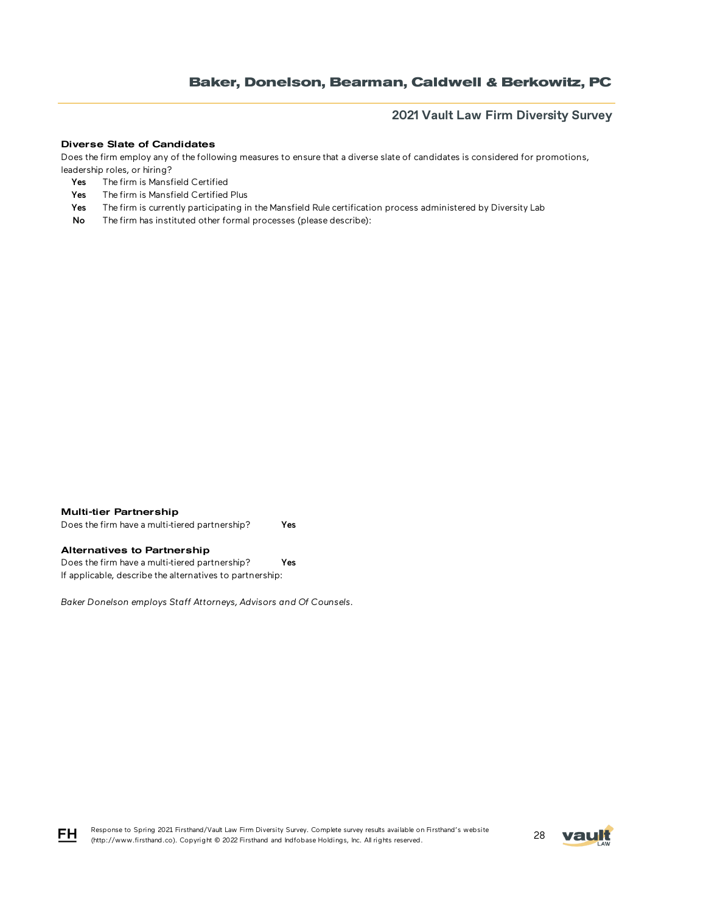### Diverse Slate of Candidates

Does the firm employ any of the following measures to ensure that a diverse slate of candidates is considered for promotions, leadership roles, or hiring?

- **Yes** The firm is Mansfield Certified
- **Yes** The firm is Mansfield Certified Plus
- **Yes** The firm is currently participating in the Mansfield Rule certification process administered by Diversity Lab
- **No** The firm has instituted other formal processes (please describe):

### Multi-tier Partnership

Does the firm have a multi-tiered partnership? **Yes**

### Alternatives to Partnership

Does the firm have a multi-tiered partnership? **Yes**

If applicable, describe the alternatives to partnership:

*Baker Donelson employs Staff Attorneys, Advisors and Of Counsels.*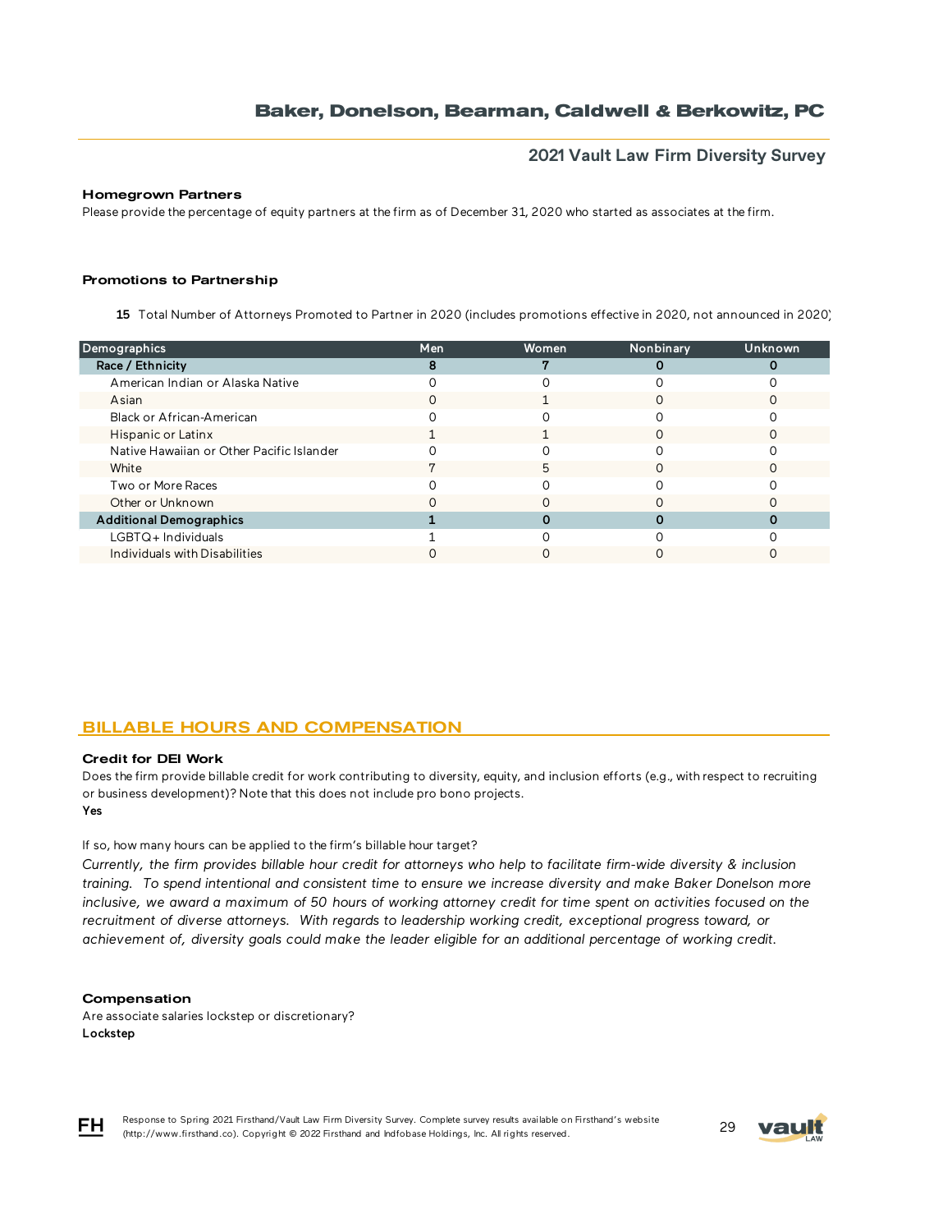### Homegrown Partners

Please provide the percentage of equity partners at the firm as of December 31, 2020 who started as associates at the firm.

### Promotions to Partnership

**15** Total Number of Attorneys Promoted to Partner in 2020 (includes promotions effective in 2020, not announced in 2020)

| Demographics | Men | Women | Nonbinary | Unknown |
|---|---|---|---|---|
| **Race / Ethnicity** | **8** | **7** | **0** | **0** |
| American Indian or Alaska Native | 0 | 0 | 0 | 0 |
| Asian | 0 | 1 | 0 | 0 |
| Black or African-American | 0 | 0 | 0 | 0 |
| Hispanic or Latinx | 1 | 1 | 0 | 0 |
| Native Hawaiian or Other Pacific Islander | 0 | 0 | 0 | 0 |
| White | 7 | 5 | 0 | 0 |
| Two or More Races | 0 | 0 | 0 | 0 |
| Other or Unknown | 0 | 0 | 0 | 0 |
| **Additional Demographics** | **1** | **0** | **0** | **0** |
| LGBTQ+ Individuals | 1 | 0 | 0 | 0 |
| Individuals with Disabilities | 0 | 0 | 0 | 0 |

## BILLABLE HOURS AND COMPENSATION

### Credit for DEI Work

Does the firm provide billable credit for work contributing to diversity, equity, and inclusion efforts (e.g., with respect to recruiting or business development)? Note that this does not include pro bono projects.

**Yes**

If so, how many hours can be applied to the firm's billable hour target?

*Currently, the firm provides billable hour credit for attorneys who help to facilitate firm-wide diversity & inclusion training. To spend intentional and consistent time to ensure we increase diversity and make Baker Donelson more inclusive, we award a maximum of 50 hours of working attorney credit for time spent on activities focused on the recruitment of diverse attorneys. With regards to leadership working credit, exceptional progress toward, or achievement of, diversity goals could make the leader eligible for an additional percentage of working credit.*

### Compensation

Are associate salaries lockstep or discretionary?

**Lockstep**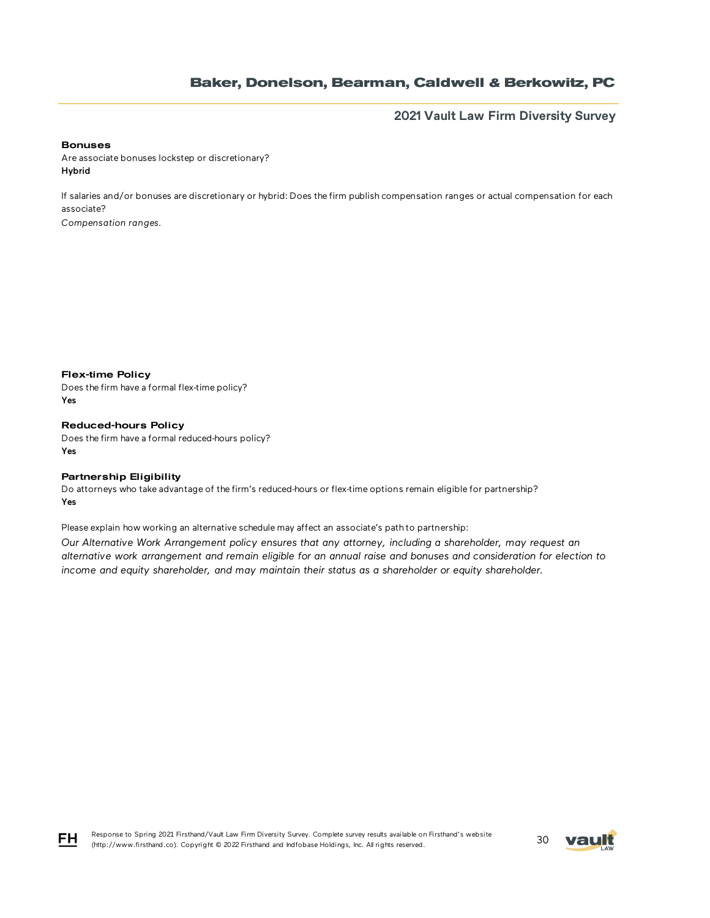### Bonuses

Are associate bonuses lockstep or discretionary?
**Hybrid**

If salaries and/or bonuses are discretionary or hybrid: Does the firm publish compensation ranges or actual compensation for each associate?
*Compensation ranges.*

### Flex-time Policy

Does the firm have a formal flex-time policy?
**Yes**

### Reduced-hours Policy

Does the firm have a formal reduced-hours policy?
**Yes**

### Partnership Eligibility

Do attorneys who take advantage of the firm's reduced-hours or flex-time options remain eligible for partnership?
**Yes**

Please explain how working an alternative schedule may affect an associate's path to partnership:
*Our Alternative Work Arrangement policy ensures that any attorney, including a shareholder, may request an alternative work arrangement and remain eligible for an annual raise and bonuses and consideration for election to income and equity shareholder, and may maintain their status as a shareholder or equity shareholder.*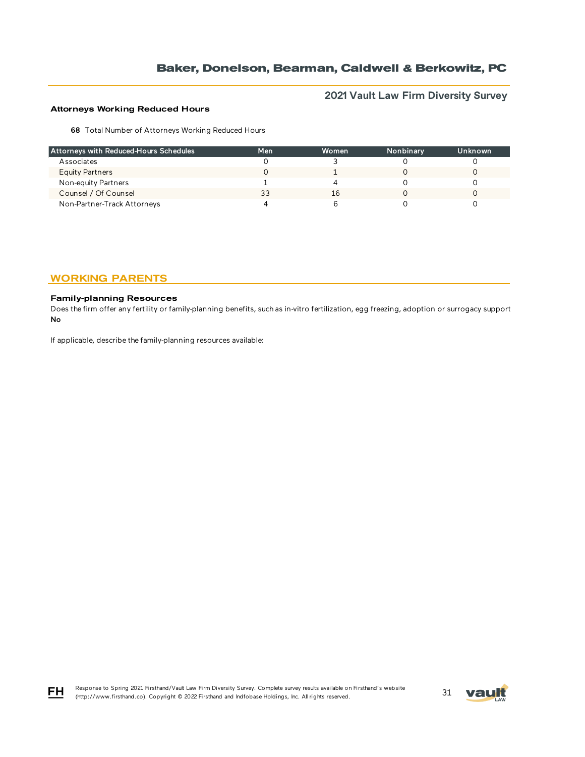### Attorneys Working Reduced Hours

**68** Total Number of Attorneys Working Reduced Hours

| Attorneys with Reduced-Hours Schedules | Men | Women | Nonbinary | Unknown |
| --- | --- | --- | --- | --- |
| Associates | 0 | 3 | 0 | 0 |
| Equity Partners | 0 | 1 | 0 | 0 |
| Non-equity Partners | 1 | 4 | 0 | 0 |
| Counsel / Of Counsel | 33 | 16 | 0 | 0 |
| Non-Partner-Track Attorneys | 4 | 6 | 0 | 0 |

## WORKING PARENTS

### Family-planning Resources

Does the firm offer any fertility or family-planning benefits, such as in-vitro fertilization, egg freezing, adoption or surrogacy support

**No**

If applicable, describe the family-planning resources available: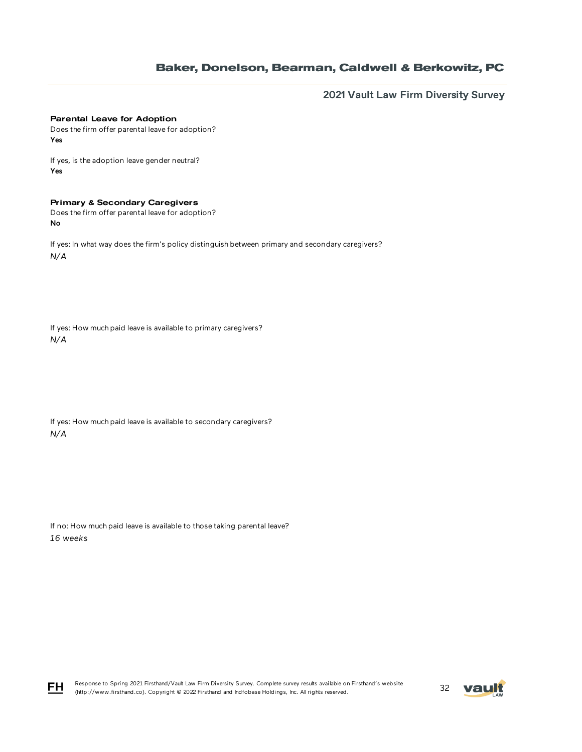### Parental Leave for Adoption

Does the firm offer parental leave for adoption?

**Yes**

If yes, is the adoption leave gender neutral?

**Yes**

### Primary & Secondary Caregivers

Does the firm offer parental leave for adoption?

**No**

If yes: In what way does the firm's policy distinguish between primary and secondary caregivers?

*N/A*

If yes: How much paid leave is available to primary caregivers?

*N/A*

If yes: How much paid leave is available to secondary caregivers?

*N/A*

If no: How much paid leave is available to those taking parental leave?

*16 weeks*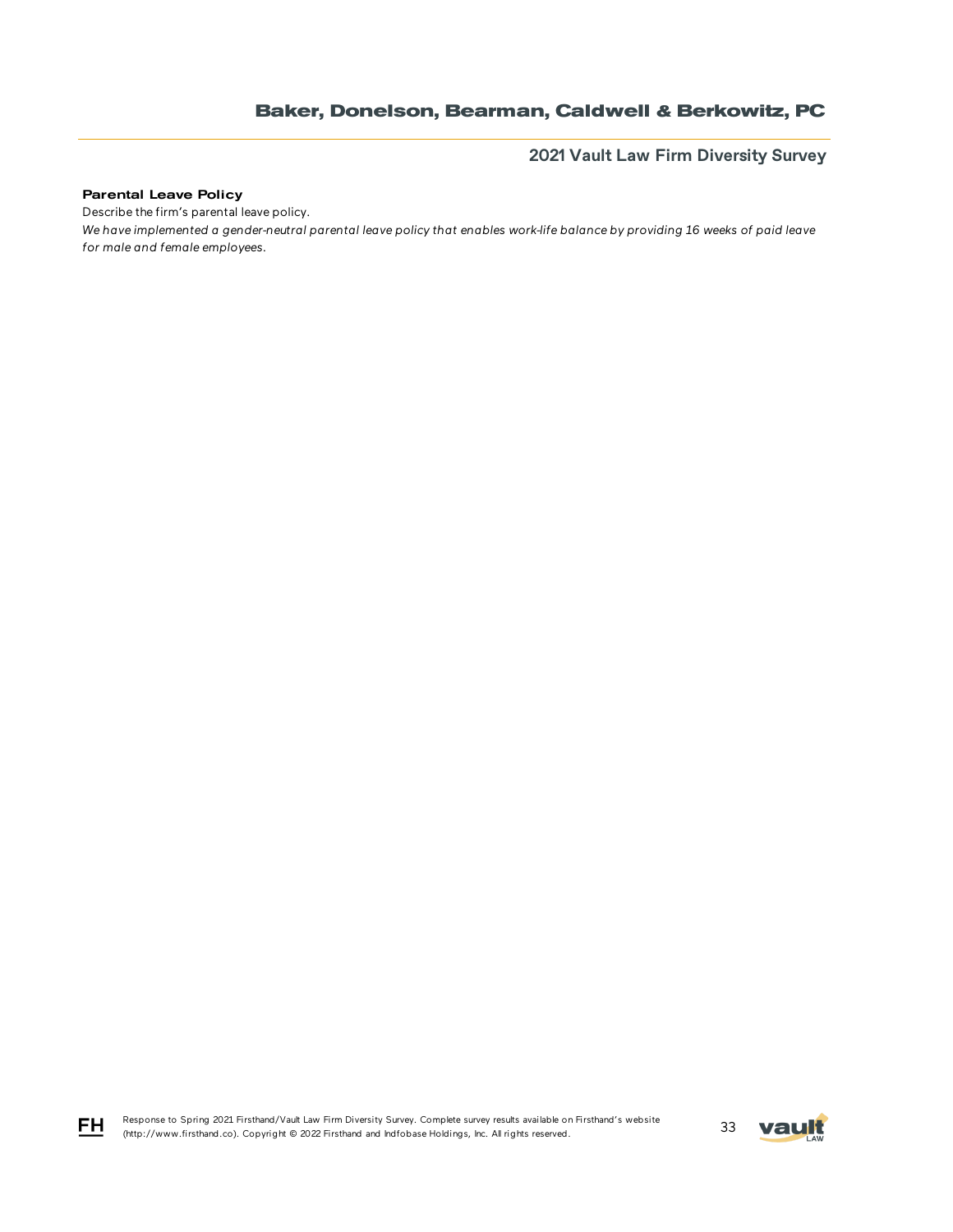**Parental Leave Policy**

Describe the firm's parental leave policy.

*We have implemented a gender-neutral parental leave policy that enables work-life balance by providing 16 weeks of paid leave for male and female employees.*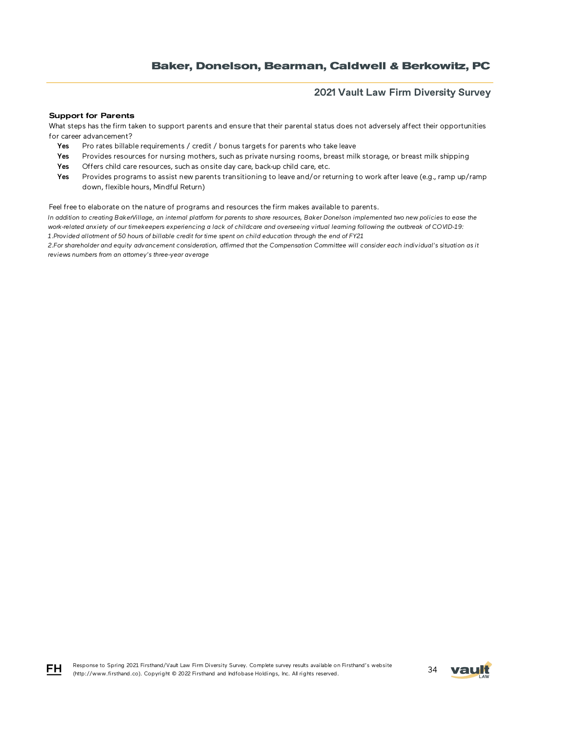### Support for Parents

What steps has the firm taken to support parents and ensure that their parental status does not adversely affect their opportunities for career advancement?

- **Yes** Pro rates billable requirements / credit / bonus targets for parents who take leave
- **Yes** Provides resources for nursing mothers, such as private nursing rooms, breast milk storage, or breast milk shipping
- **Yes** Offers child care resources, such as onsite day care, back-up child care, etc.
- **Yes** Provides programs to assist new parents transitioning to leave and/or returning to work after leave (e.g., ramp up/ramp down, flexible hours, Mindful Return)

Feel free to elaborate on the nature of programs and resources the firm makes available to parents.

*In addition to creating BakerVillage, an internal platform for parents to share resources, Baker Donelson implemented two new policies to ease the work-related anxiety of our timekeepers experiencing a lack of childcare and overseeing virtual learning following the outbreak of COVID-19:*
*1.Provided allotment of 50 hours of billable credit for time spent on child education through the end of FY21*
*2.For shareholder and equity advancement consideration, affirmed that the Compensation Committee will consider each individual's situation as it reviews numbers from an attorney's three-year average*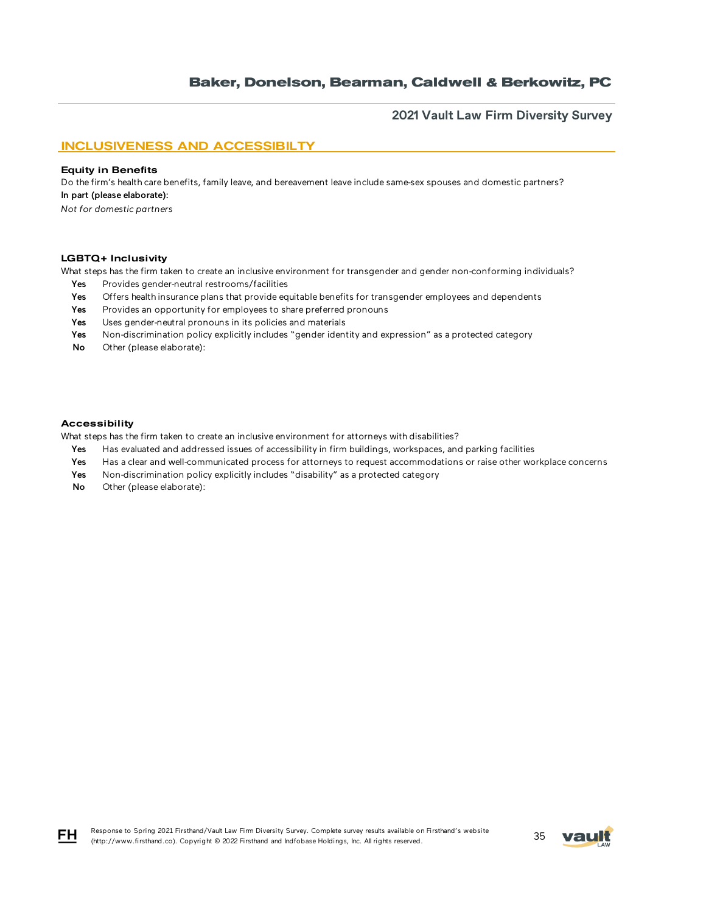## INCLUSIVENESS AND ACCESSIBILTY

**Equity in Benefits**

Do the firm's health care benefits, family leave, and bereavement leave include same-sex spouses and domestic partners?

**In part (please elaborate):**

*Not for domestic partners*

**LGBTQ+ Inclusivity**

What steps has the firm taken to create an inclusive environment for transgender and gender non-conforming individuals?

- **Yes** Provides gender-neutral restrooms/facilities
- **Yes** Offers health insurance plans that provide equitable benefits for transgender employees and dependents
- **Yes** Provides an opportunity for employees to share preferred pronouns
- **Yes** Uses gender-neutral pronouns in its policies and materials
- **Yes** Non-discrimination policy explicitly includes "gender identity and expression" as a protected category
- **No** Other (please elaborate):

**Accessibility**

What steps has the firm taken to create an inclusive environment for attorneys with disabilities?

- **Yes** Has evaluated and addressed issues of accessibility in firm buildings, workspaces, and parking facilities
- **Yes** Has a clear and well-communicated process for attorneys to request accommodations or raise other workplace concerns
- **Yes** Non-discrimination policy explicitly includes "disability" as a protected category
- **No** Other (please elaborate):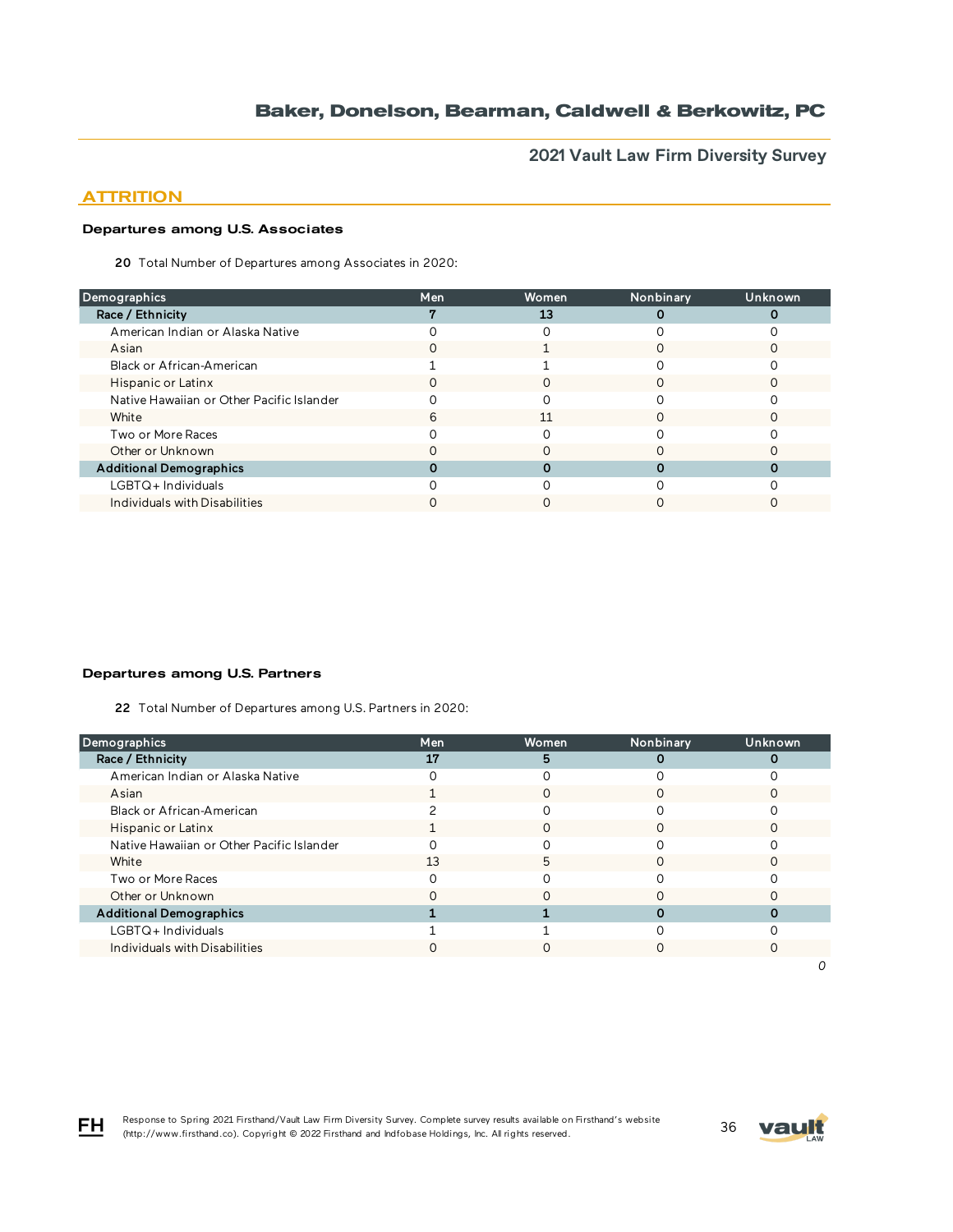## ATTRITION

### Departures among U.S. Associates

**20** Total Number of Departures among Associates in 2020:

| Demographics | Men | Women | Nonbinary | Unknown |
|---|---|---|---|---|
| **Race / Ethnicity** | **7** | **13** | **0** | **0** |
| American Indian or Alaska Native | 0 | 0 | 0 | 0 |
| Asian | 0 | 1 | 0 | 0 |
| Black or African-American | 1 | 1 | 0 | 0 |
| Hispanic or Latinx | 0 | 0 | 0 | 0 |
| Native Hawaiian or Other Pacific Islander | 0 | 0 | 0 | 0 |
| White | 6 | 11 | 0 | 0 |
| Two or More Races | 0 | 0 | 0 | 0 |
| Other or Unknown | 0 | 0 | 0 | 0 |
| **Additional Demographics** | **0** | **0** | **0** | **0** |
| LGBTQ+ Individuals | 0 | 0 | 0 | 0 |
| Individuals with Disabilities | 0 | 0 | 0 | 0 |

### Departures among U.S. Partners

**22** Total Number of Departures among U.S. Partners in 2020:

| Demographics | Men | Women | Nonbinary | Unknown |
|---|---|---|---|---|
| **Race / Ethnicity** | **17** | **5** | **0** | **0** |
| American Indian or Alaska Native | 0 | 0 | 0 | 0 |
| Asian | 1 | 0 | 0 | 0 |
| Black or African-American | 2 | 0 | 0 | 0 |
| Hispanic or Latinx | 1 | 0 | 0 | 0 |
| Native Hawaiian or Other Pacific Islander | 0 | 0 | 0 | 0 |
| White | 13 | 5 | 0 | 0 |
| Two or More Races | 0 | 0 | 0 | 0 |
| Other or Unknown | 0 | 0 | 0 | 0 |
| **Additional Demographics** | **1** | **1** | **0** | **0** |
| LGBTQ+ Individuals | 1 | 1 | 0 | 0 |
| Individuals with Disabilities | 0 | 0 | 0 | 0 |

*0*

Response to Spring 2021 Firsthand/Vault Law Firm Diversity Survey. Complete survey results available on Firsthand's website (http://www.firsthand.co). Copyright © 2022 Firsthand and Indfobase Holdings, Inc. All rights reserved.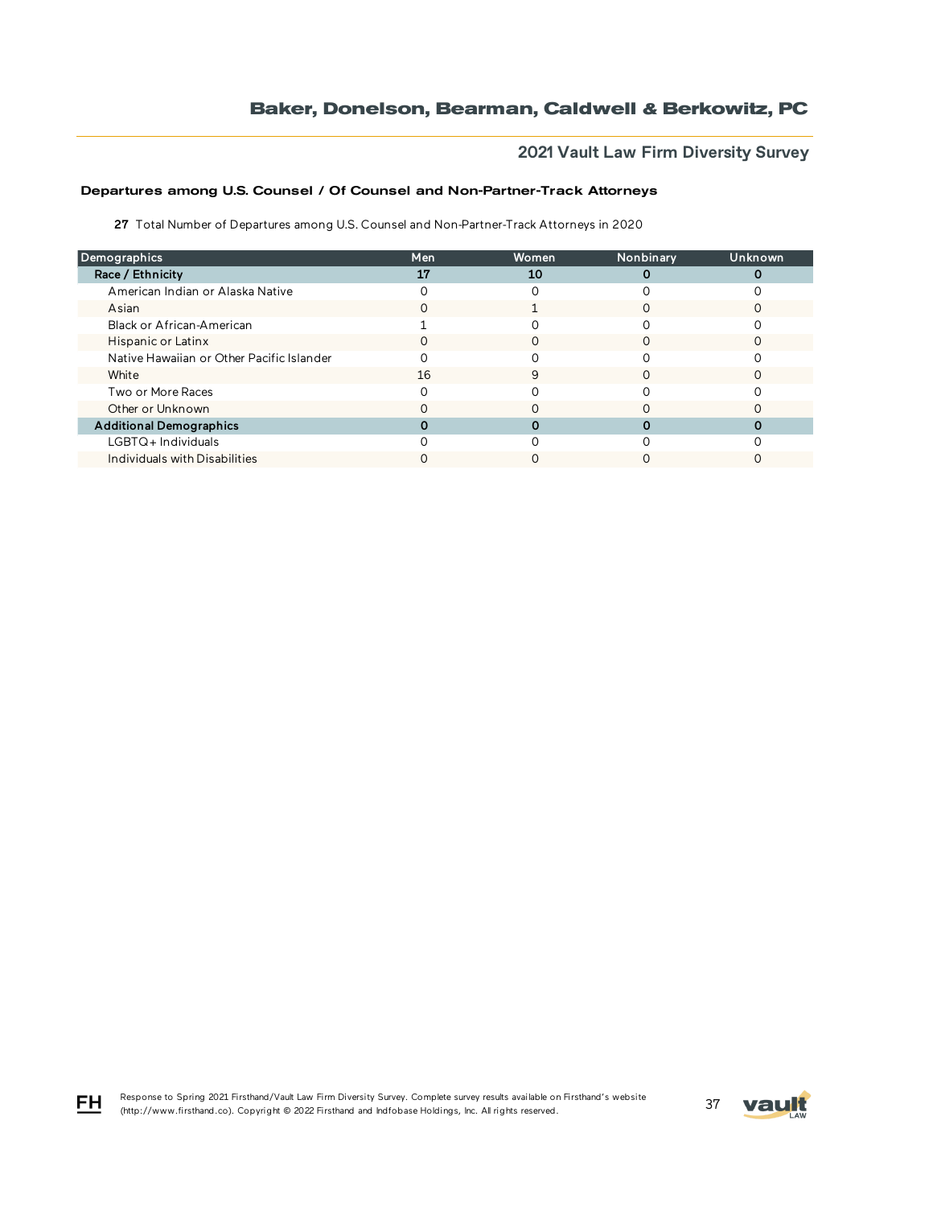### Departures among U.S. Counsel / Of Counsel and Non-Partner-Track Attorneys

**27** Total Number of Departures among U.S. Counsel and Non-Partner-Track Attorneys in 2020

| Demographics | Men | Women | Nonbinary | Unknown |
|---|---|---|---|---|
| **Race / Ethnicity** | **17** | **10** | **0** | **0** |
| American Indian or Alaska Native | 0 | 0 | 0 | 0 |
| Asian | 0 | 1 | 0 | 0 |
| Black or African-American | 1 | 0 | 0 | 0 |
| Hispanic or Latinx | 0 | 0 | 0 | 0 |
| Native Hawaiian or Other Pacific Islander | 0 | 0 | 0 | 0 |
| White | 16 | 9 | 0 | 0 |
| Two or More Races | 0 | 0 | 0 | 0 |
| Other or Unknown | 0 | 0 | 0 | 0 |
| **Additional Demographics** | **0** | **0** | **0** | **0** |
| LGBTQ+ Individuals | 0 | 0 | 0 | 0 |
| Individuals with Disabilities | 0 | 0 | 0 | 0 |

Response to Spring 2021 Firsthand/Vault Law Firm Diversity Survey. Complete survey results available on Firsthand's website (http://www.firsthand.co). Copyright © 2022 Firsthand and Infobase Holdings, Inc. All rights reserved.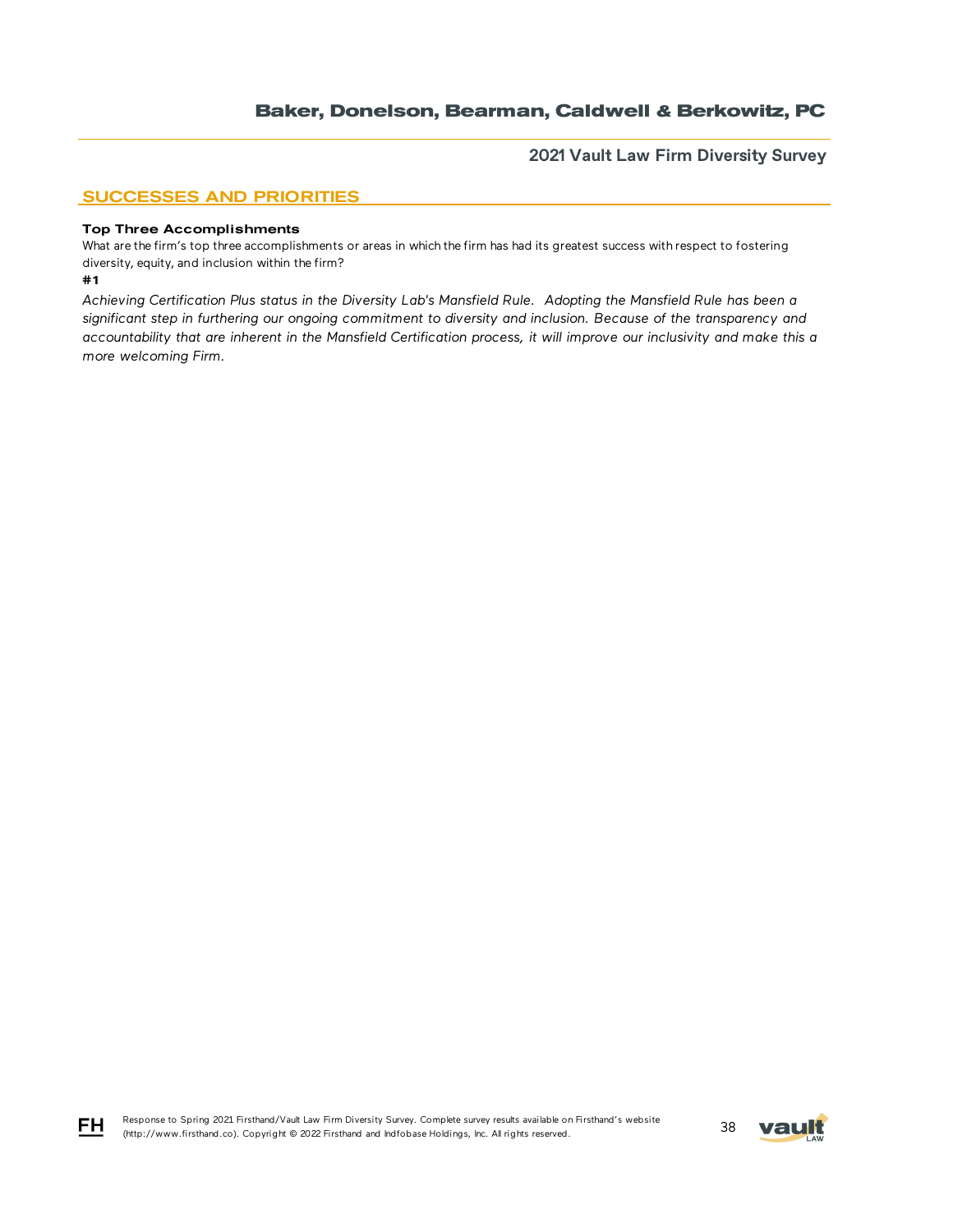## SUCCESSES AND PRIORITIES

**Top Three Accomplishments**

What are the firm's top three accomplishments or areas in which the firm has had its greatest success with respect to fostering diversity, equity, and inclusion within the firm?

**#1**

*Achieving Certification Plus status in the Diversity Lab's Mansfield Rule. Adopting the Mansfield Rule has been a significant step in furthering our ongoing commitment to diversity and inclusion. Because of the transparency and accountability that are inherent in the Mansfield Certification process, it will improve our inclusivity and make this a more welcoming Firm.*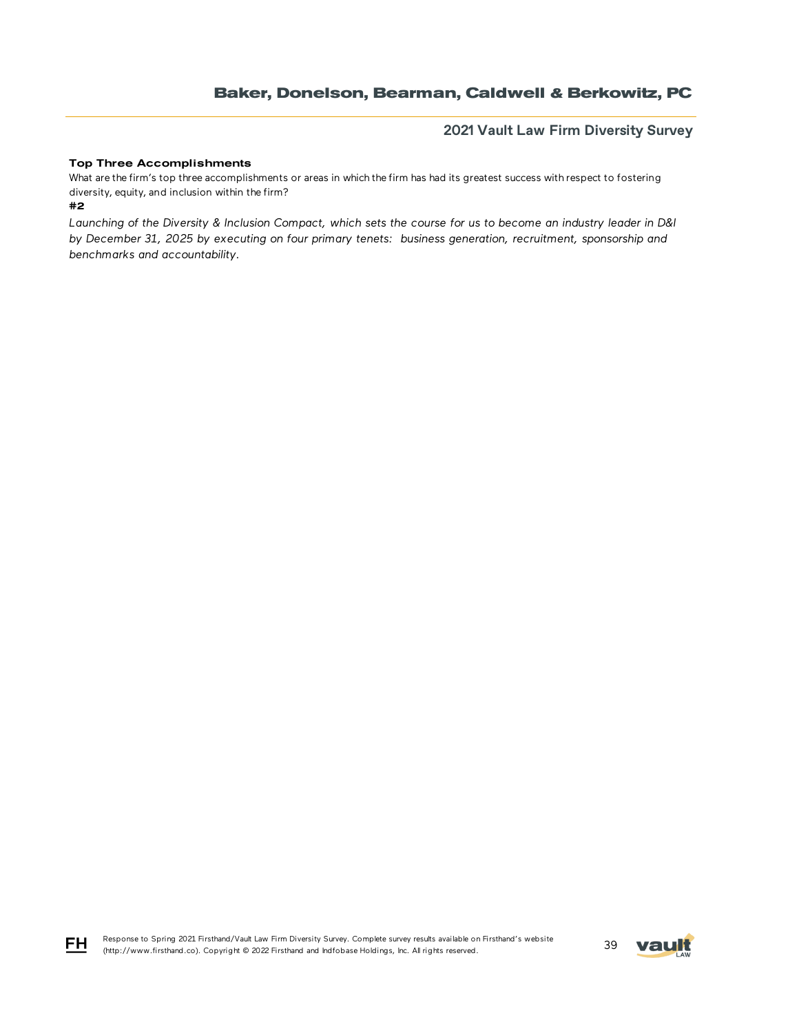**Top Three Accomplishments**

What are the firm's top three accomplishments or areas in which the firm has had its greatest success with respect to fostering diversity, equity, and inclusion within the firm?

**#2**

*Launching of the Diversity & Inclusion Compact, which sets the course for us to become an industry leader in D&I by December 31, 2025 by executing on four primary tenets: business generation, recruitment, sponsorship and benchmarks and accountability.*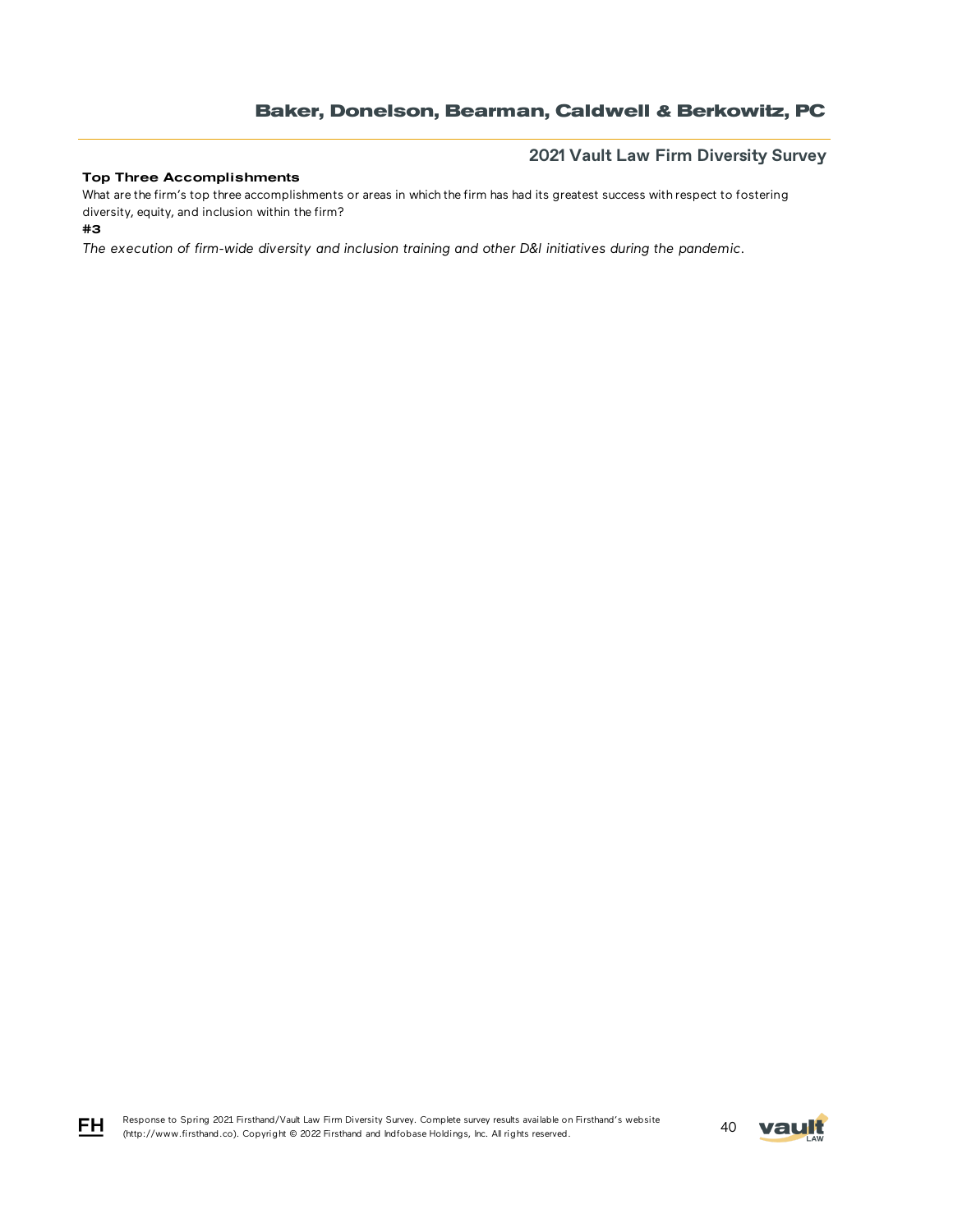**Top Three Accomplishments**

What are the firm's top three accomplishments or areas in which the firm has had its greatest success with respect to fostering diversity, equity, and inclusion within the firm?

**#3**

*The execution of firm-wide diversity and inclusion training and other D&I initiatives during the pandemic.*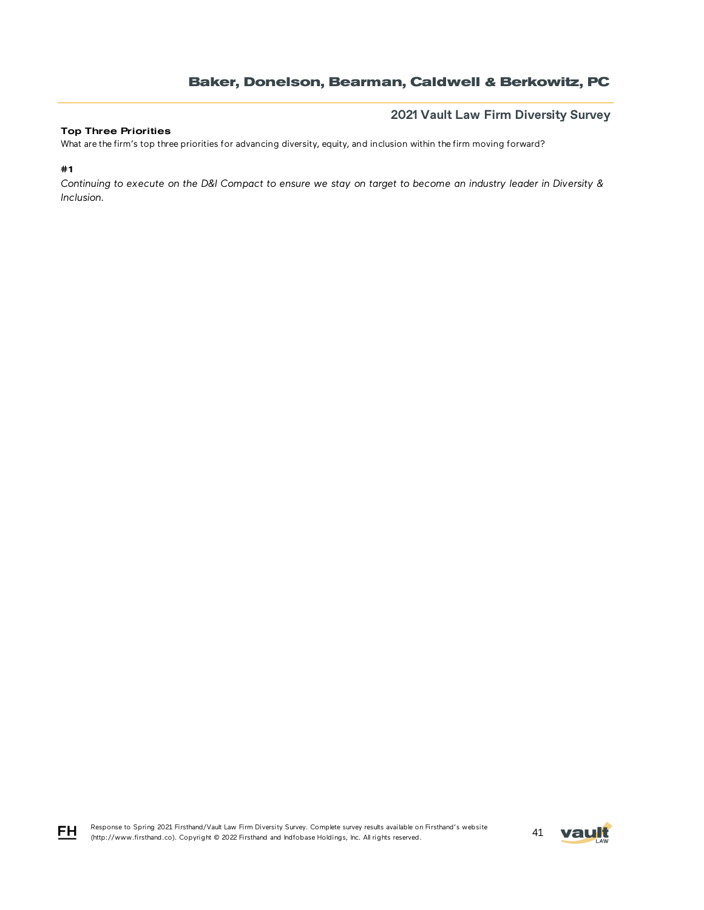### Top Three Priorities

What are the firm's top three priorities for advancing diversity, equity, and inclusion within the firm moving forward?

#### #1

*Continuing to execute on the D&I Compact to ensure we stay on target to become an industry leader in Diversity & Inclusion.*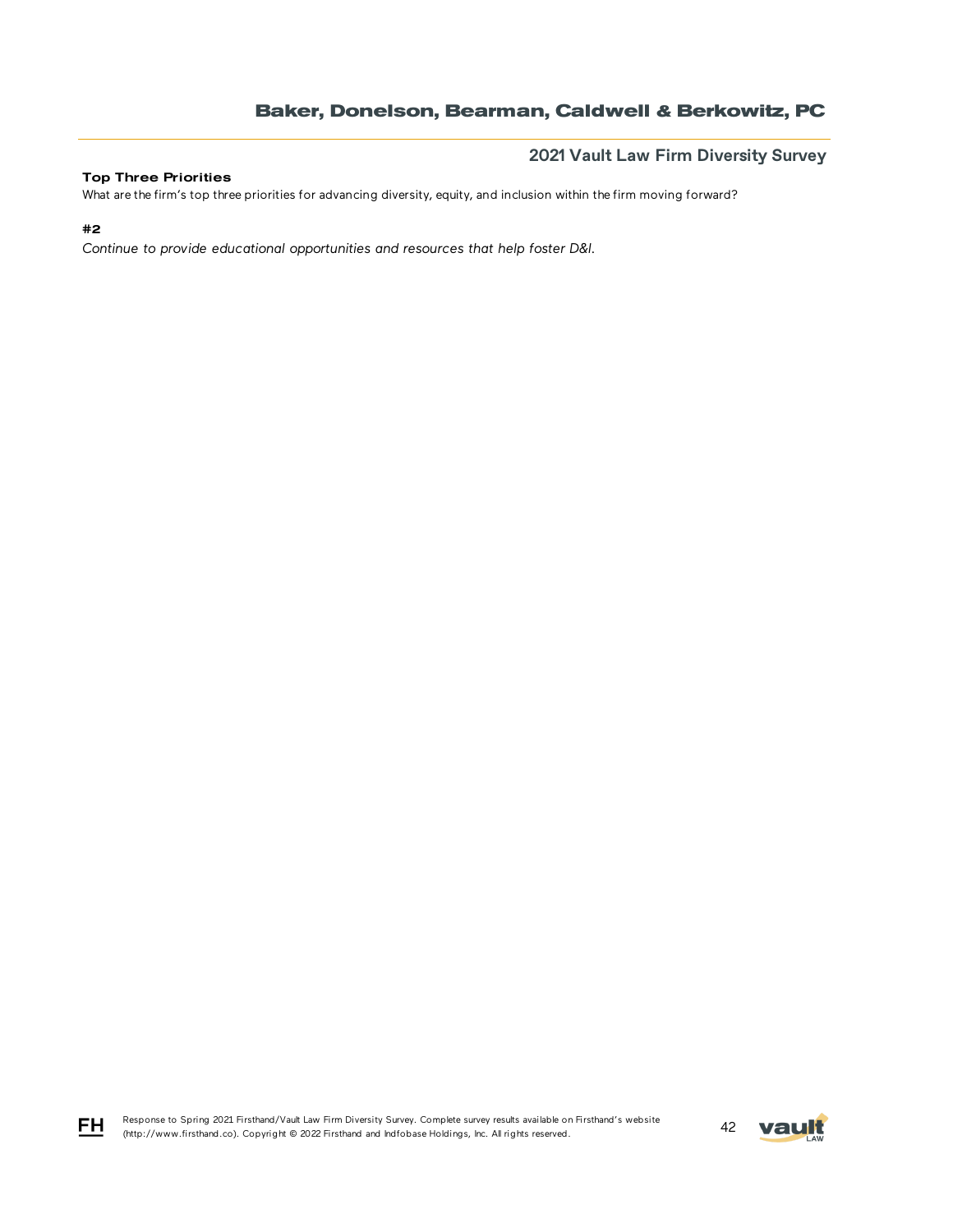**Top Three Priorities**

What are the firm's top three priorities for advancing diversity, equity, and inclusion within the firm moving forward?

**#2**

*Continue to provide educational opportunities and resources that help foster D&I.*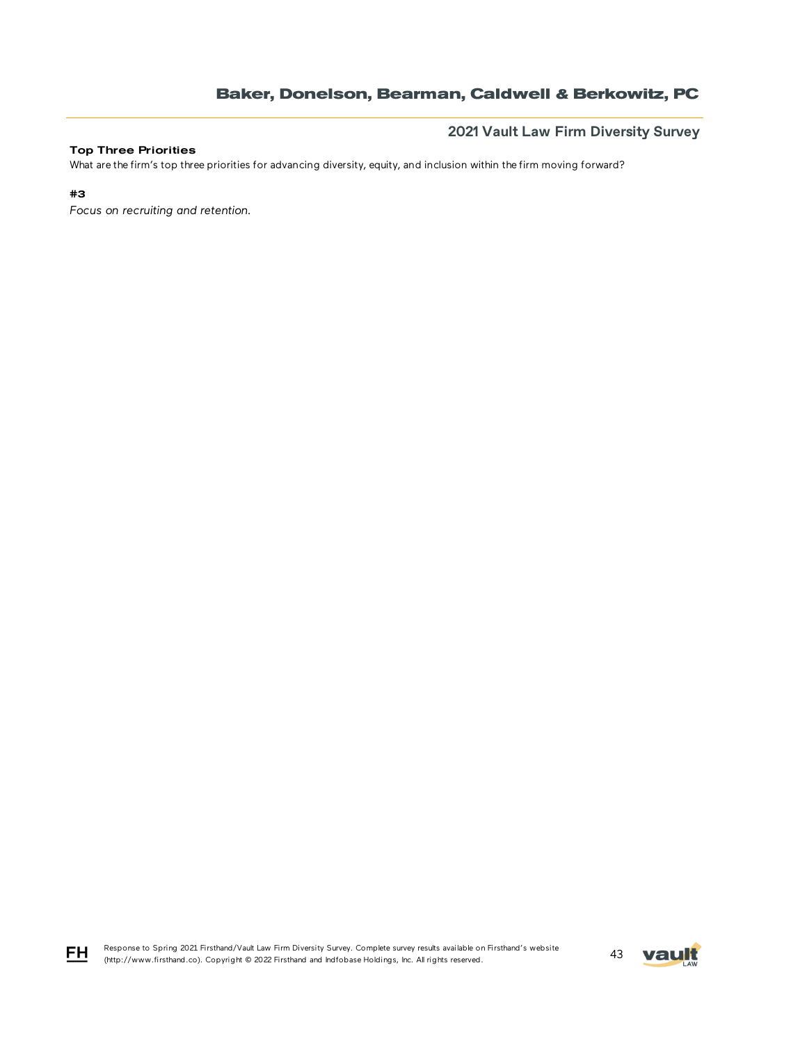**Top Three Priorities**

What are the firm's top three priorities for advancing diversity, equity, and inclusion within the firm moving forward?

**#3**

*Focus on recruiting and retention.*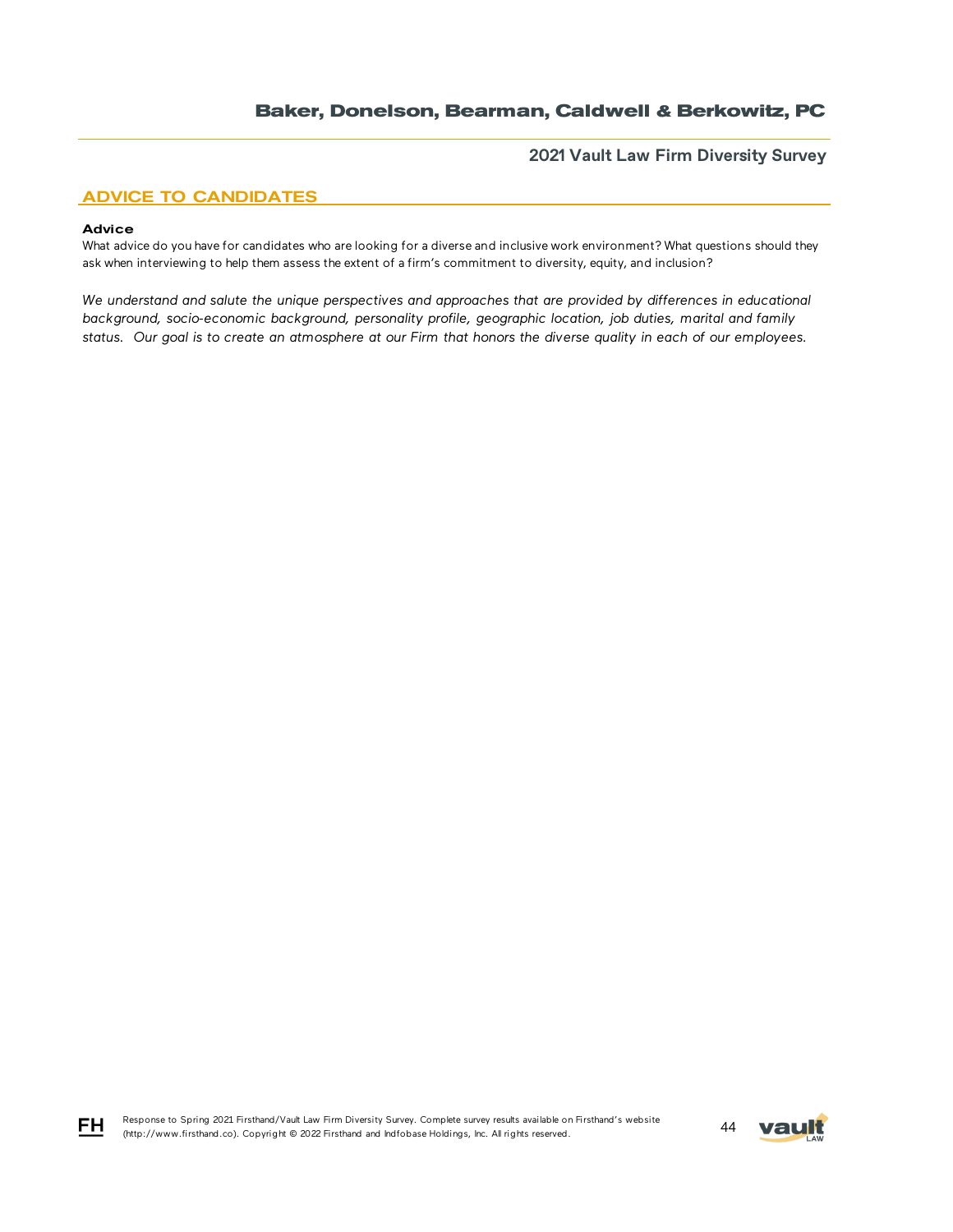## ADVICE TO CANDIDATES

**Advice**

What advice do you have for candidates who are looking for a diverse and inclusive work environment? What questions should they ask when interviewing to help them assess the extent of a firm's commitment to diversity, equity, and inclusion?

*We understand and salute the unique perspectives and approaches that are provided by differences in educational background, socio-economic background, personality profile, geographic location, job duties, marital and family status. Our goal is to create an atmosphere at our Firm that honors the diverse quality in each of our employees.*